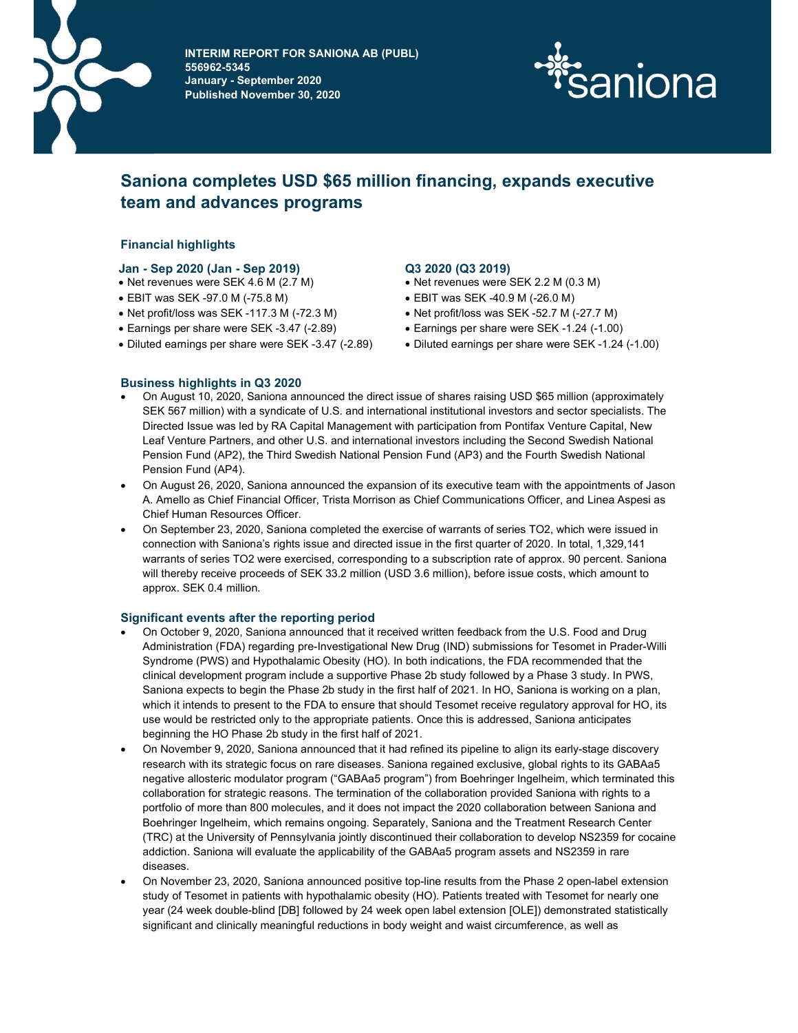**INTERIM REPORT FOR SANIONA AB (PUBL)**
**556962-5345**
**January - September 2020**
**Published November 30, 2020**

# Saniona completes USD $65 million financing, expands executive team and advances programs

## Financial highlights

### Jan - Sep 2020 (Jan - Sep 2019)

- Net revenues were SEK 4.6 M (2.7 M)
- EBIT was SEK -97.0 M (-75.8 M)
- Net profit/loss was SEK -117.3 M (-72.3 M)
- Earnings per share were SEK -3.47 (-2.89)
- Diluted earnings per share were SEK -3.47 (-2.89)

### Q3 2020 (Q3 2019)

- Net revenues were SEK 2.2 M (0.3 M)
- EBIT was SEK -40.9 M (-26.0 M)
- Net profit/loss was SEK -52.7 M (-27.7 M)
- Earnings per share were SEK -1.24 (-1.00)
- Diluted earnings per share were SEK -1.24 (-1.00)

## Business highlights in Q3 2020

- On August 10, 2020, Saniona announced the direct issue of shares raising USD $65 million (approximately SEK 567 million) with a syndicate of U.S. and international institutional investors and sector specialists. The Directed Issue was led by RA Capital Management with participation from Pontifax Venture Capital, New Leaf Venture Partners, and other U.S. and international investors including the Second Swedish National Pension Fund (AP2), the Third Swedish National Pension Fund (AP3) and the Fourth Swedish National Pension Fund (AP4).
- On August 26, 2020, Saniona announced the expansion of its executive team with the appointments of Jason A. Amello as Chief Financial Officer, Trista Morrison as Chief Communications Officer, and Linea Aspesi as Chief Human Resources Officer.
- On September 23, 2020, Saniona completed the exercise of warrants of series TO2, which were issued in connection with Saniona's rights issue and directed issue in the first quarter of 2020. In total, 1,329,141 warrants of series TO2 were exercised, corresponding to a subscription rate of approx. 90 percent. Saniona will thereby receive proceeds of SEK 33.2 million (USD 3.6 million), before issue costs, which amount to approx. SEK 0.4 million.

## Significant events after the reporting period

- On October 9, 2020, Saniona announced that it received written feedback from the U.S. Food and Drug Administration (FDA) regarding pre-Investigational New Drug (IND) submissions for Tesomet in Prader-Willi Syndrome (PWS) and Hypothalamic Obesity (HO). In both indications, the FDA recommended that the clinical development program include a supportive Phase 2b study followed by a Phase 3 study. In PWS, Saniona expects to begin the Phase 2b study in the first half of 2021. In HO, Saniona is working on a plan, which it intends to present to the FDA to ensure that should Tesomet receive regulatory approval for HO, its use would be restricted only to the appropriate patients. Once this is addressed, Saniona anticipates beginning the HO Phase 2b study in the first half of 2021.
- On November 9, 2020, Saniona announced that it had refined its pipeline to align its early-stage discovery research with its strategic focus on rare diseases. Saniona regained exclusive, global rights to its GABAa5 negative allosteric modulator program ("GABAa5 program") from Boehringer Ingelheim, which terminated this collaboration for strategic reasons. The termination of the collaboration provided Saniona with rights to a portfolio of more than 800 molecules, and it does not impact the 2020 collaboration between Saniona and Boehringer Ingelheim, which remains ongoing. Separately, Saniona and the Treatment Research Center (TRC) at the University of Pennsylvania jointly discontinued their collaboration to develop NS2359 for cocaine addiction. Saniona will evaluate the applicability of the GABAa5 program assets and NS2359 in rare diseases.
- On November 23, 2020, Saniona announced positive top-line results from the Phase 2 open-label extension study of Tesomet in patients with hypothalamic obesity (HO). Patients treated with Tesomet for nearly one year (24 week double-blind [DB] followed by 24 week open label extension [OLE]) demonstrated statistically significant and clinically meaningful reductions in body weight and waist circumference, as well as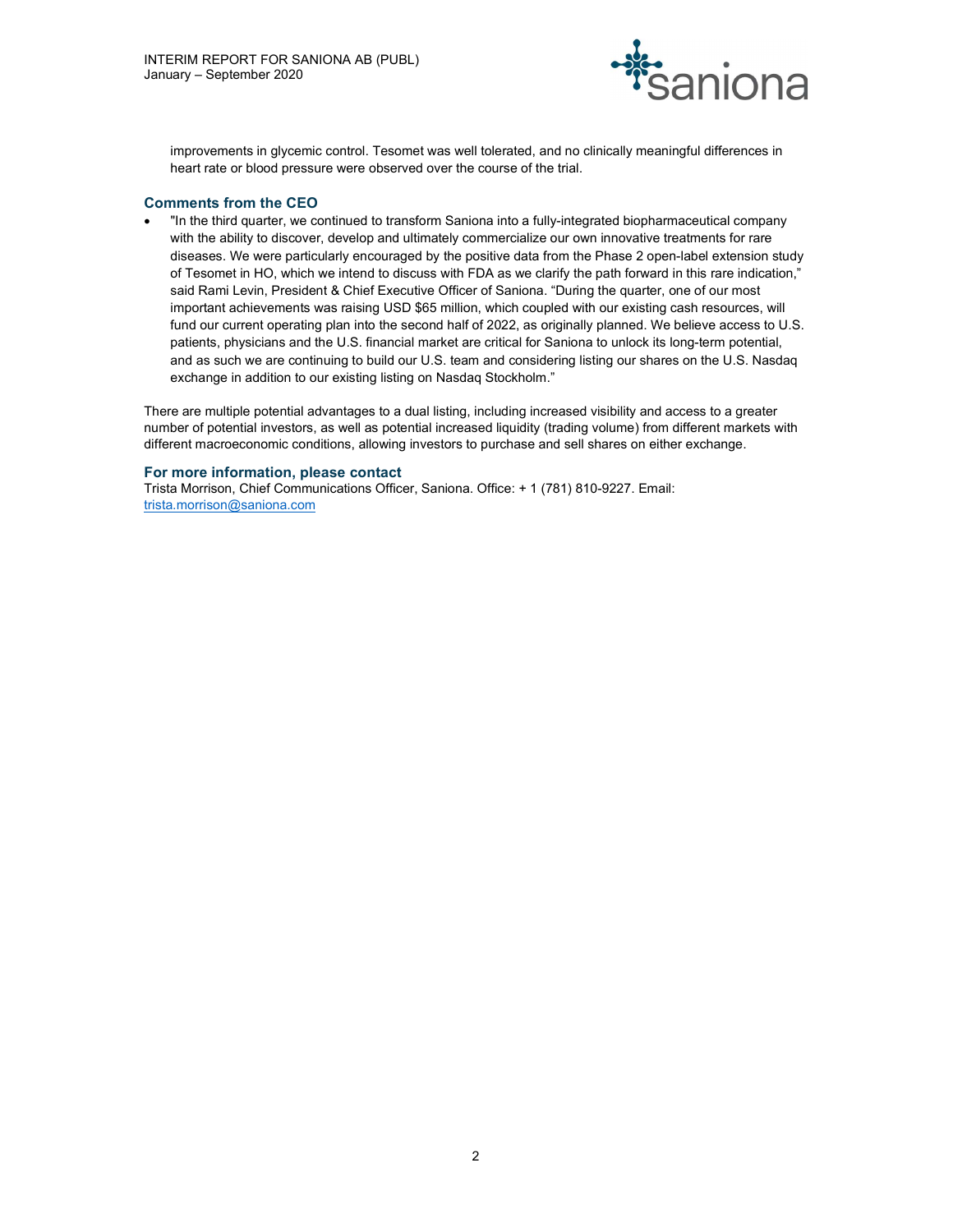improvements in glycemic control. Tesomet was well tolerated, and no clinically meaningful differences in heart rate or blood pressure were observed over the course of the trial.

### Comments from the CEO

- "In the third quarter, we continued to transform Saniona into a fully-integrated biopharmaceutical company with the ability to discover, develop and ultimately commercialize our own innovative treatments for rare diseases. We were particularly encouraged by the positive data from the Phase 2 open-label extension study of Tesomet in HO, which we intend to discuss with FDA as we clarify the path forward in this rare indication," said Rami Levin, President & Chief Executive Officer of Saniona. "During the quarter, one of our most important achievements was raising USD $65 million, which coupled with our existing cash resources, will fund our current operating plan into the second half of 2022, as originally planned. We believe access to U.S. patients, physicians and the U.S. financial market are critical for Saniona to unlock its long-term potential, and as such we are continuing to build our U.S. team and considering listing our shares on the U.S. Nasdaq exchange in addition to our existing listing on Nasdaq Stockholm."

There are multiple potential advantages to a dual listing, including increased visibility and access to a greater number of potential investors, as well as potential increased liquidity (trading volume) from different markets with different macroeconomic conditions, allowing investors to purchase and sell shares on either exchange.

### For more information, please contact

Trista Morrison, Chief Communications Officer, Saniona. Office: + 1 (781) 810-9227. Email: trista.morrison@saniona.com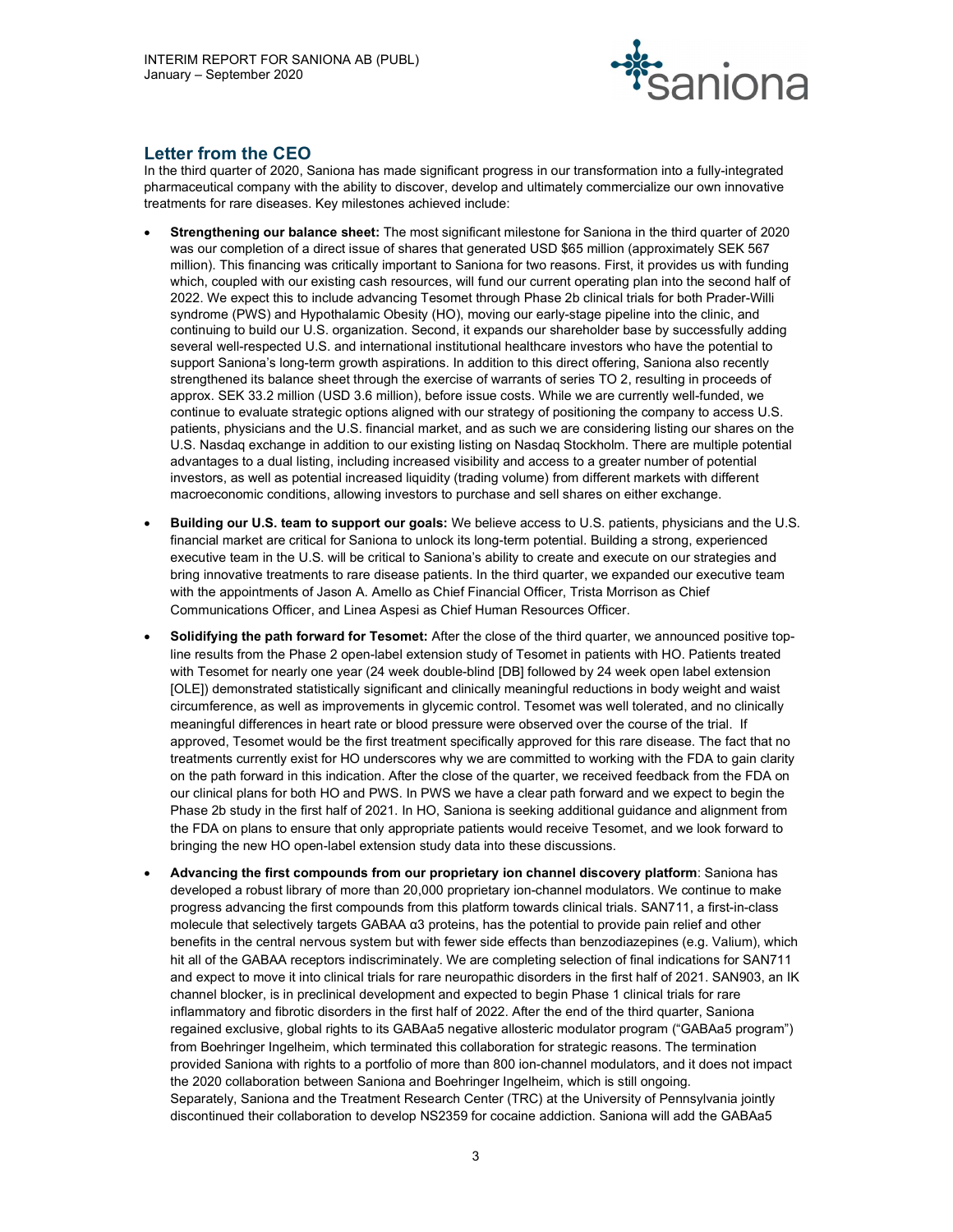## Letter from the CEO

In the third quarter of 2020, Saniona has made significant progress in our transformation into a fully-integrated pharmaceutical company with the ability to discover, develop and ultimately commercialize our own innovative treatments for rare diseases. Key milestones achieved include:

- **Strengthening our balance sheet:** The most significant milestone for Saniona in the third quarter of 2020 was our completion of a direct issue of shares that generated USD $65 million (approximately SEK 567 million). This financing was critically important to Saniona for two reasons. First, it provides us with funding which, coupled with our existing cash resources, will fund our current operating plan into the second half of 2022. We expect this to include advancing Tesomet through Phase 2b clinical trials for both Prader-Willi syndrome (PWS) and Hypothalamic Obesity (HO), moving our early-stage pipeline into the clinic, and continuing to build our U.S. organization. Second, it expands our shareholder base by successfully adding several well-respected U.S. and international institutional healthcare investors who have the potential to support Saniona's long-term growth aspirations. In addition to this direct offering, Saniona also recently strengthened its balance sheet through the exercise of warrants of series TO 2, resulting in proceeds of approx. SEK 33.2 million (USD 3.6 million), before issue costs. While we are currently well-funded, we continue to evaluate strategic options aligned with our strategy of positioning the company to access U.S. patients, physicians and the U.S. financial market, and as such we are considering listing our shares on the U.S. Nasdaq exchange in addition to our existing listing on Nasdaq Stockholm. There are multiple potential advantages to a dual listing, including increased visibility and access to a greater number of potential investors, as well as potential increased liquidity (trading volume) from different markets with different macroeconomic conditions, allowing investors to purchase and sell shares on either exchange.
- **Building our U.S. team to support our goals:** We believe access to U.S. patients, physicians and the U.S. financial market are critical for Saniona to unlock its long-term potential. Building a strong, experienced executive team in the U.S. will be critical to Saniona's ability to create and execute on our strategies and bring innovative treatments to rare disease patients. In the third quarter, we expanded our executive team with the appointments of Jason A. Amello as Chief Financial Officer, Trista Morrison as Chief Communications Officer, and Linea Aspesi as Chief Human Resources Officer.
- **Solidifying the path forward for Tesomet:** After the close of the third quarter, we announced positive top-line results from the Phase 2 open-label extension study of Tesomet in patients with HO. Patients treated with Tesomet for nearly one year (24 week double-blind [DB] followed by 24 week open label extension [OLE]) demonstrated statistically significant and clinically meaningful reductions in body weight and waist circumference, as well as improvements in glycemic control. Tesomet was well tolerated, and no clinically meaningful differences in heart rate or blood pressure were observed over the course of the trial. If approved, Tesomet would be the first treatment specifically approved for this rare disease. The fact that no treatments currently exist for HO underscores why we are committed to working with the FDA to gain clarity on the path forward in this indication. After the close of the quarter, we received feedback from the FDA on our clinical plans for both HO and PWS. In PWS we have a clear path forward and we expect to begin the Phase 2b study in the first half of 2021. In HO, Saniona is seeking additional guidance and alignment from the FDA on plans to ensure that only appropriate patients would receive Tesomet, and we look forward to bringing the new HO open-label extension study data into these discussions.
- **Advancing the first compounds from our proprietary ion channel discovery platform**: Saniona has developed a robust library of more than 20,000 proprietary ion-channel modulators. We continue to make progress advancing the first compounds from this platform towards clinical trials. SAN711, a first-in-class molecule that selectively targets GABAA α3 proteins, has the potential to provide pain relief and other benefits in the central nervous system but with fewer side effects than benzodiazepines (e.g. Valium), which hit all of the GABAA receptors indiscriminately. We are completing selection of final indications for SAN711 and expect to move it into clinical trials for rare neuropathic disorders in the first half of 2021. SAN903, an IK channel blocker, is in preclinical development and expected to begin Phase 1 clinical trials for rare inflammatory and fibrotic disorders in the first half of 2022. After the end of the third quarter, Saniona regained exclusive, global rights to its GABAa5 negative allosteric modulator program ("GABAa5 program") from Boehringer Ingelheim, which terminated this collaboration for strategic reasons. The termination provided Saniona with rights to a portfolio of more than 800 ion-channel modulators, and it does not impact the 2020 collaboration between Saniona and Boehringer Ingelheim, which is still ongoing.
  Separately, Saniona and the Treatment Research Center (TRC) at the University of Pennsylvania jointly discontinued their collaboration to develop NS2359 for cocaine addiction. Saniona will add the GABAa5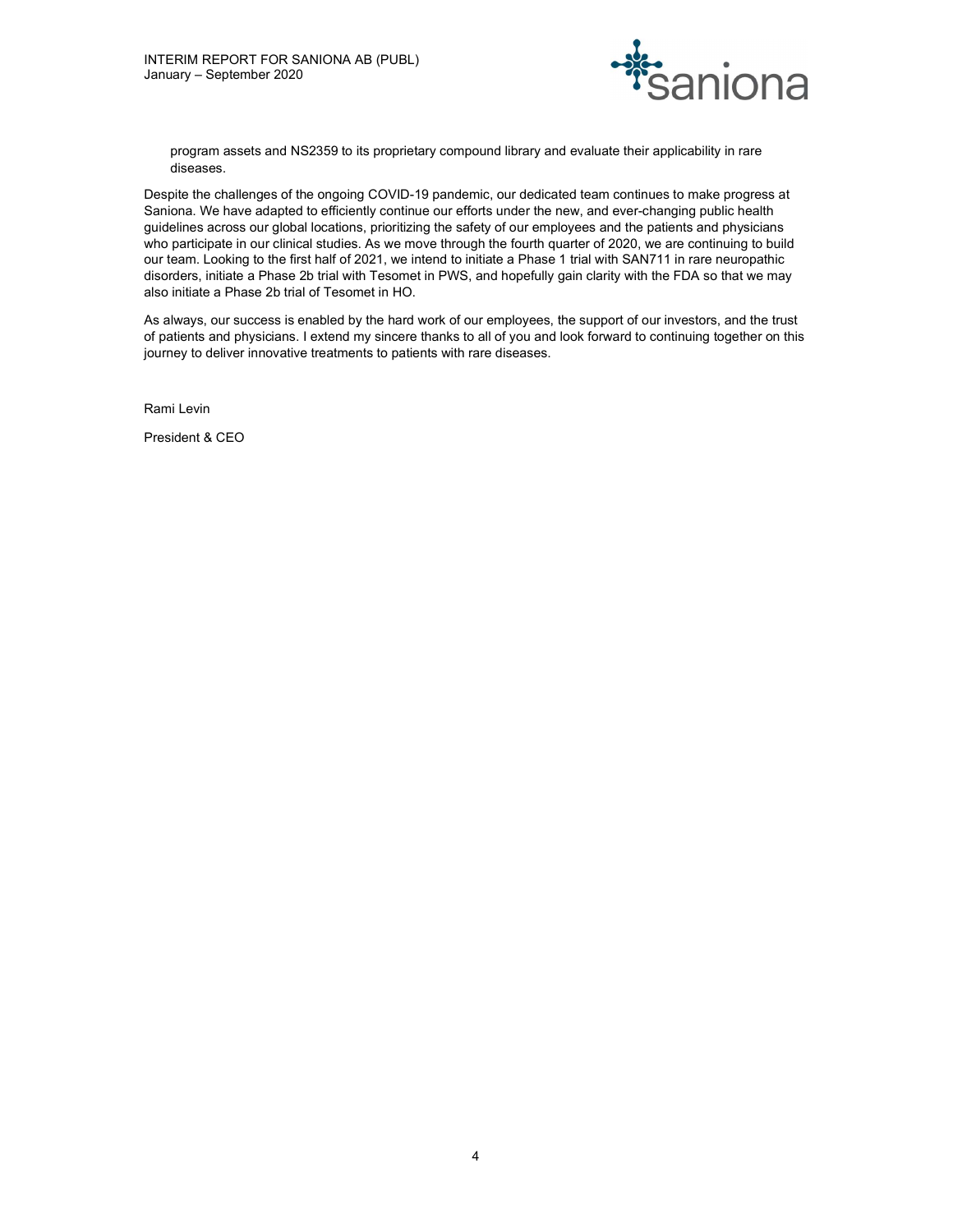program assets and NS2359 to its proprietary compound library and evaluate their applicability in rare diseases.

Despite the challenges of the ongoing COVID-19 pandemic, our dedicated team continues to make progress at Saniona. We have adapted to efficiently continue our efforts under the new, and ever-changing public health guidelines across our global locations, prioritizing the safety of our employees and the patients and physicians who participate in our clinical studies. As we move through the fourth quarter of 2020, we are continuing to build our team. Looking to the first half of 2021, we intend to initiate a Phase 1 trial with SAN711 in rare neuropathic disorders, initiate a Phase 2b trial with Tesomet in PWS, and hopefully gain clarity with the FDA so that we may also initiate a Phase 2b trial of Tesomet in HO.

As always, our success is enabled by the hard work of our employees, the support of our investors, and the trust of patients and physicians. I extend my sincere thanks to all of you and look forward to continuing together on this journey to deliver innovative treatments to patients with rare diseases.

Rami Levin

President & CEO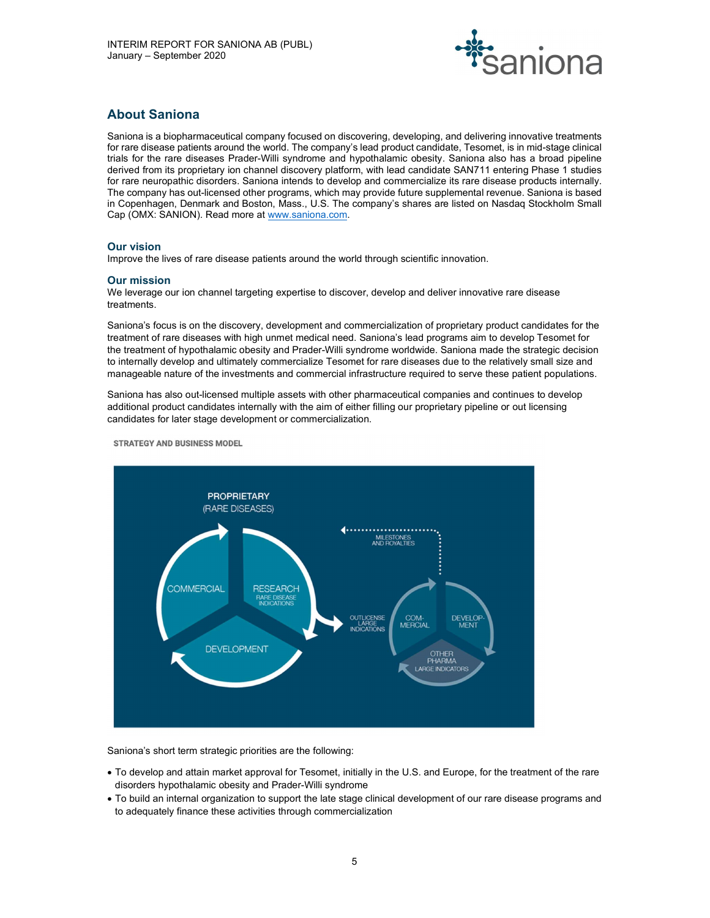## About Saniona

Saniona is a biopharmaceutical company focused on discovering, developing, and delivering innovative treatments for rare disease patients around the world. The company's lead product candidate, Tesomet, is in mid-stage clinical trials for the rare diseases Prader-Willi syndrome and hypothalamic obesity. Saniona also has a broad pipeline derived from its proprietary ion channel discovery platform, with lead candidate SAN711 entering Phase 1 studies for rare neuropathic disorders. Saniona intends to develop and commercialize its rare disease products internally. The company has out-licensed other programs, which may provide future supplemental revenue. Saniona is based in Copenhagen, Denmark and Boston, Mass., U.S. The company's shares are listed on Nasdaq Stockholm Small Cap (OMX: SANION). Read more at www.saniona.com.

### Our vision

Improve the lives of rare disease patients around the world through scientific innovation.

### Our mission

We leverage our ion channel targeting expertise to discover, develop and deliver innovative rare disease treatments.

Saniona's focus is on the discovery, development and commercialization of proprietary product candidates for the treatment of rare diseases with high unmet medical need. Saniona's lead programs aim to develop Tesomet for the treatment of hypothalamic obesity and Prader-Willi syndrome worldwide. Saniona made the strategic decision to internally develop and ultimately commercialize Tesomet for rare diseases due to the relatively small size and manageable nature of the investments and commercial infrastructure required to serve these patient populations.

Saniona has also out-licensed multiple assets with other pharmaceutical companies and continues to develop additional product candidates internally with the aim of either filling our proprietary pipeline or out licensing candidates for later stage development or commercialization.

STRATEGY AND BUSINESS MODEL

Saniona's short term strategic priorities are the following:

- To develop and attain market approval for Tesomet, initially in the U.S. and Europe, for the treatment of the rare disorders hypothalamic obesity and Prader-Willi syndrome
- To build an internal organization to support the late stage clinical development of our rare disease programs and to adequately finance these activities through commercialization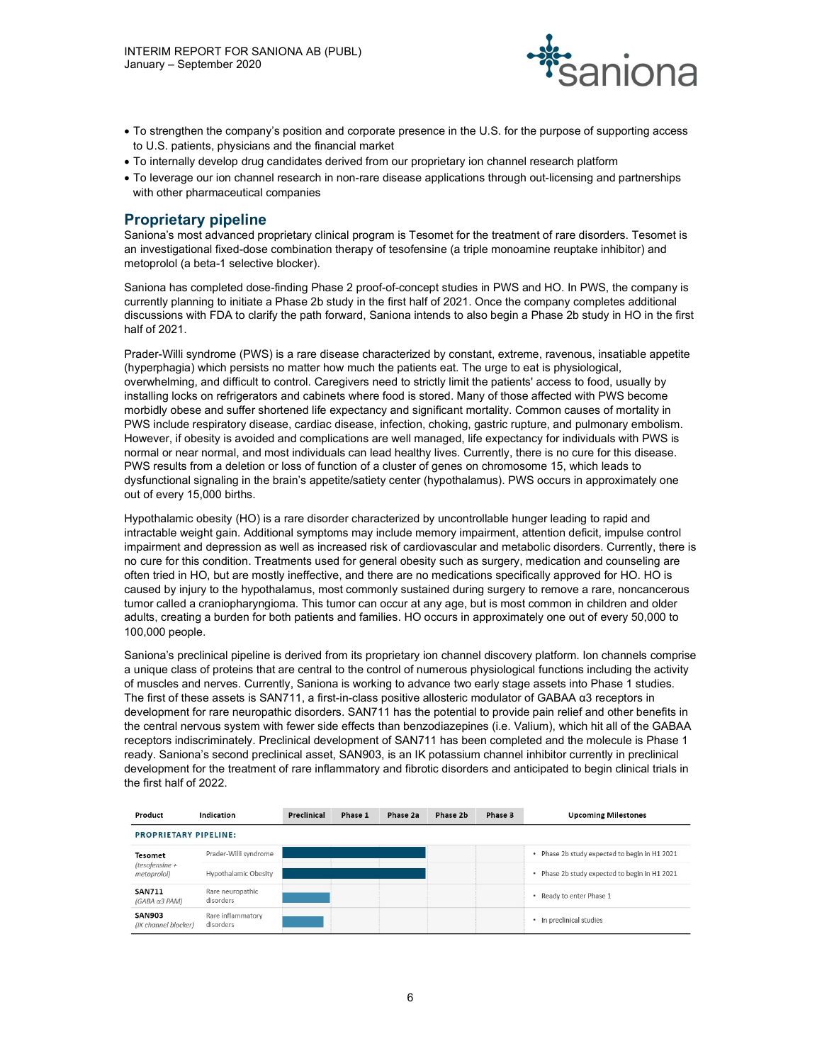- To strengthen the company's position and corporate presence in the U.S. for the purpose of supporting access to U.S. patients, physicians and the financial market
- To internally develop drug candidates derived from our proprietary ion channel research platform
- To leverage our ion channel research in non-rare disease applications through out-licensing and partnerships with other pharmaceutical companies

## Proprietary pipeline

Saniona's most advanced proprietary clinical program is Tesomet for the treatment of rare disorders. Tesomet is an investigational fixed-dose combination therapy of tesofensine (a triple monoamine reuptake inhibitor) and metoprolol (a beta-1 selective blocker).

Saniona has completed dose-finding Phase 2 proof-of-concept studies in PWS and HO. In PWS, the company is currently planning to initiate a Phase 2b study in the first half of 2021. Once the company completes additional discussions with FDA to clarify the path forward, Saniona intends to also begin a Phase 2b study in HO in the first half of 2021.

Prader-Willi syndrome (PWS) is a rare disease characterized by constant, extreme, ravenous, insatiable appetite (hyperphagia) which persists no matter how much the patients eat. The urge to eat is physiological, overwhelming, and difficult to control. Caregivers need to strictly limit the patients' access to food, usually by installing locks on refrigerators and cabinets where food is stored. Many of those affected with PWS become morbidly obese and suffer shortened life expectancy and significant mortality. Common causes of mortality in PWS include respiratory disease, cardiac disease, infection, choking, gastric rupture, and pulmonary embolism. However, if obesity is avoided and complications are well managed, life expectancy for individuals with PWS is normal or near normal, and most individuals can lead healthy lives. Currently, there is no cure for this disease. PWS results from a deletion or loss of function of a cluster of genes on chromosome 15, which leads to dysfunctional signaling in the brain's appetite/satiety center (hypothalamus). PWS occurs in approximately one out of every 15,000 births.

Hypothalamic obesity (HO) is a rare disorder characterized by uncontrollable hunger leading to rapid and intractable weight gain. Additional symptoms may include memory impairment, attention deficit, impulse control impairment and depression as well as increased risk of cardiovascular and metabolic disorders. Currently, there is no cure for this condition. Treatments used for general obesity such as surgery, medication and counseling are often tried in HO, but are mostly ineffective, and there are no medications specifically approved for HO. HO is caused by injury to the hypothalamus, most commonly sustained during surgery to remove a rare, noncancerous tumor called a craniopharyngioma. This tumor can occur at any age, but is most common in children and older adults, creating a burden for both patients and families. HO occurs in approximately one out of every 50,000 to 100,000 people.

Saniona's preclinical pipeline is derived from its proprietary ion channel discovery platform. Ion channels comprise a unique class of proteins that are central to the control of numerous physiological functions including the activity of muscles and nerves. Currently, Saniona is working to advance two early stage assets into Phase 1 studies. The first of these assets is SAN711, a first-in-class positive allosteric modulator of GABAA α3 receptors in development for rare neuropathic disorders. SAN711 has the potential to provide pain relief and other benefits in the central nervous system with fewer side effects than benzodiazepines (i.e. Valium), which hit all of the GABAA receptors indiscriminately. Preclinical development of SAN711 has been completed and the molecule is Phase 1 ready. Saniona's second preclinical asset, SAN903, is an IK potassium channel inhibitor currently in preclinical development for the treatment of rare inflammatory and fibrotic disorders and anticipated to begin clinical trials in the first half of 2022.

| Product | Indication | Preclinical | Phase 1 | Phase 2a | Phase 2b | Phase 3 | Upcoming Milestones |
|---|---|---|---|---|---|---|---|
| **PROPRIETARY PIPELINE:** | | | | | | | |
| **Tesomet** *(tesofensine + metoprolol)* | Prader-Willi syndrome | ■ | ■ | ■ | | | • Phase 2b study expected to begin in H1 2021 |
| | Hypothalamic Obesity | ■ | ■ | ■ | | | • Phase 2b study expected to begin in H1 2021 |
| **SAN711** *(GABA α3 PAM)* | Rare neuropathic disorders | ■ | | | | | • Ready to enter Phase 1 |
| **SAN903** *(IK channel blocker)* | Rare inflammatory disorders | ■ | | | | | • In preclinical studies |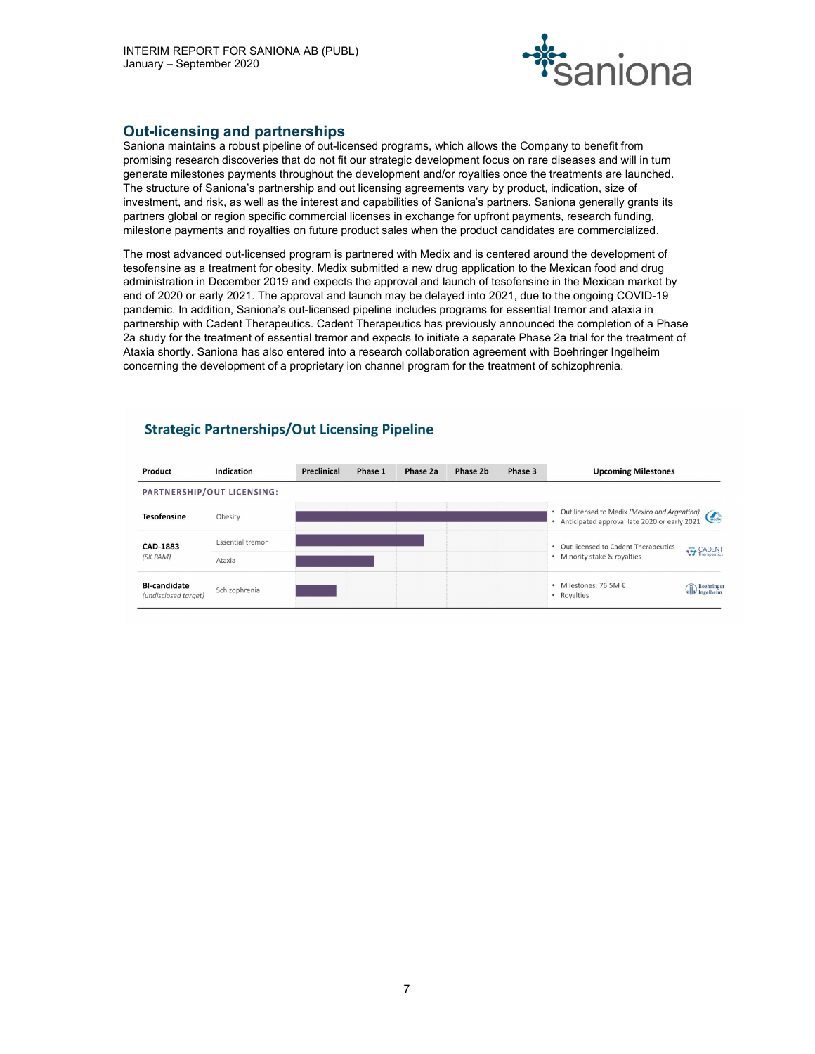## Out-licensing and partnerships

Saniona maintains a robust pipeline of out-licensed programs, which allows the Company to benefit from promising research discoveries that do not fit our strategic development focus on rare diseases and will in turn generate milestones payments throughout the development and/or royalties once the treatments are launched. The structure of Saniona's partnership and out licensing agreements vary by product, indication, size of investment, and risk, as well as the interest and capabilities of Saniona's partners. Saniona generally grants its partners global or region specific commercial licenses in exchange for upfront payments, research funding, milestone payments and royalties on future product sales when the product candidates are commercialized.

The most advanced out-licensed program is partnered with Medix and is centered around the development of tesofensine as a treatment for obesity. Medix submitted a new drug application to the Mexican food and drug administration in December 2019 and expects the approval and launch of tesofensine in the Mexican market by end of 2020 or early 2021. The approval and launch may be delayed into 2021, due to the ongoing COVID-19 pandemic. In addition, Saniona's out-licensed pipeline includes programs for essential tremor and ataxia in partnership with Cadent Therapeutics. Cadent Therapeutics has previously announced the completion of a Phase 2a study for the treatment of essential tremor and expects to initiate a separate Phase 2a trial for the treatment of Ataxia shortly. Saniona has also entered into a research collaboration agreement with Boehringer Ingelheim concerning the development of a proprietary ion channel program for the treatment of schizophrenia.

### Strategic Partnerships/Out Licensing Pipeline

| Product | Indication | Preclinical | Phase 1 | Phase 2a | Phase 2b | Phase 3 | Upcoming Milestones |
|---|---|---|---|---|---|---|---|
| **PARTNERSHIP/OUT LICENSING:** | | | | | | | |
| **Tesofensine** | Obesity | ■ | ■ | ■ | ■ | ■ | • Out licensed to Medix *(Mexico and Argentina)*<br>• Anticipated approval late 2020 or early 2021 |
| **CAD-1883** *(SK PAM)* | Essential tremor | ■ | ■ | ■ | | | • Out licensed to Cadent Therapeutics<br>• Minority stake & royalties |
| | Ataxia | ■ | ■ | | | | |
| **BI-candidate** *(undisclosed target)* | Schizophrenia | ■ | | | | | • Milestones: 76.5M €<br>• Royalties |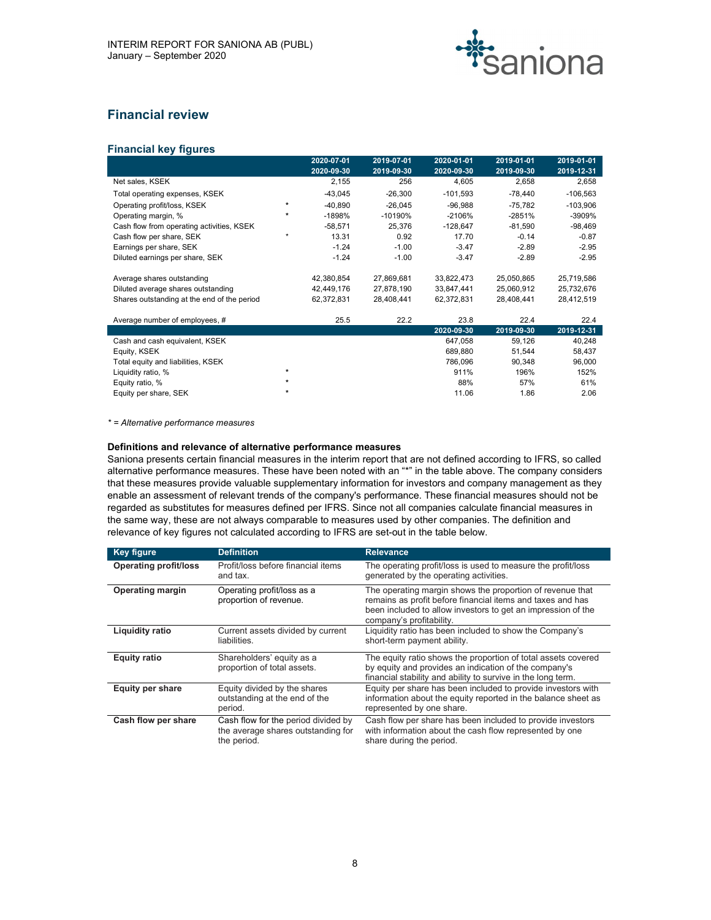## Financial review

### Financial key figures

| | | 2020-07-01<br>2020-09-30 | 2019-07-01<br>2019-09-30 | 2020-01-01<br>2020-09-30 | 2019-01-01<br>2019-09-30 | 2019-01-01<br>2019-12-31 |
|---|---|---|---|---|---|---|
| Net sales, KSEK | | 2,155 | 256 | 4,605 | 2,658 | 2,658 |
| Total operating expenses, KSEK | | -43,045 | -26,300 | -101,593 | -78,440 | -106,563 |
| Operating profit/loss, KSEK | * | -40,890 | -26,045 | -96,988 | -75,782 | -103,906 |
| Operating margin, % | * | -1898% | -10190% | -2106% | -2851% | -3909% |
| Cash flow from operating activities, KSEK | | -58,571 | 25,376 | -128,647 | -81,590 | -98,469 |
| Cash flow per share, SEK | * | 13.31 | 0.92 | 17.70 | -0.14 | -0.87 |
| Earnings per share, SEK | | -1.24 | -1.00 | -3.47 | -2.89 | -2.95 |
| Diluted earnings per share, SEK | | -1.24 | -1.00 | -3.47 | -2.89 | -2.95 |
| | | | | | | |
| Average shares outstanding | | 42,380,854 | 27,869,681 | 33,822,473 | 25,050,865 | 25,719,586 |
| Diluted average shares outstanding | | 42,449,176 | 27,878,190 | 33,847,441 | 25,060,912 | 25,732,676 |
| Shares outstanding at the end of the period | | 62,372,831 | 28,408,441 | 62,372,831 | 28,408,441 | 28,412,519 |
| | | | | | | |
| Average number of employees, # | | 25.5 | 22.2 | 23.8 | 22.4 | 22.4 |
| | | | | 2020-09-30 | 2019-09-30 | 2019-12-31 |
| Cash and cash equivalent, KSEK | | | | 647,058 | 59,126 | 40,248 |
| Equity, KSEK | | | | 689,880 | 51,544 | 58,437 |
| Total equity and liabilities, KSEK | | | | 786,096 | 90,348 | 96,000 |
| Liquidity ratio, % | * | | | 911% | 196% | 152% |
| Equity ratio, % | * | | | 88% | 57% | 61% |
| Equity per share, SEK | * | | | 11.06 | 1.86 | 2.06 |

*\* = Alternative performance measures*

**Definitions and relevance of alternative performance measures**

Saniona presents certain financial measures in the interim report that are not defined according to IFRS, so called alternative performance measures. These have been noted with an "*" in the table above. The company considers that these measures provide valuable supplementary information for investors and company management as they enable an assessment of relevant trends of the company's performance. These financial measures should not be regarded as substitutes for measures defined per IFRS. Since not all companies calculate financial measures in the same way, these are not always comparable to measures used by other companies. The definition and relevance of key figures not calculated according to IFRS are set-out in the table below.

| Key figure | Definition | Relevance |
|---|---|---|
| **Operating profit/loss** | Profit/loss before financial items and tax. | The operating profit/loss is used to measure the profit/loss generated by the operating activities. |
| **Operating margin** | Operating profit/loss as a proportion of revenue. | The operating margin shows the proportion of revenue that remains as profit before financial items and taxes and has been included to allow investors to get an impression of the company's profitability. |
| **Liquidity ratio** | Current assets divided by current liabilities. | Liquidity ratio has been included to show the Company's short-term payment ability. |
| **Equity ratio** | Shareholders' equity as a proportion of total assets. | The equity ratio shows the proportion of total assets covered by equity and provides an indication of the company's financial stability and ability to survive in the long term. |
| **Equity per share** | Equity divided by the shares outstanding at the end of the period. | Equity per share has been included to provide investors with information about the equity reported in the balance sheet as represented by one share. |
| **Cash flow per share** | Cash flow for the period divided by the average shares outstanding for the period. | Cash flow per share has been included to provide investors with information about the cash flow represented by one share during the period. |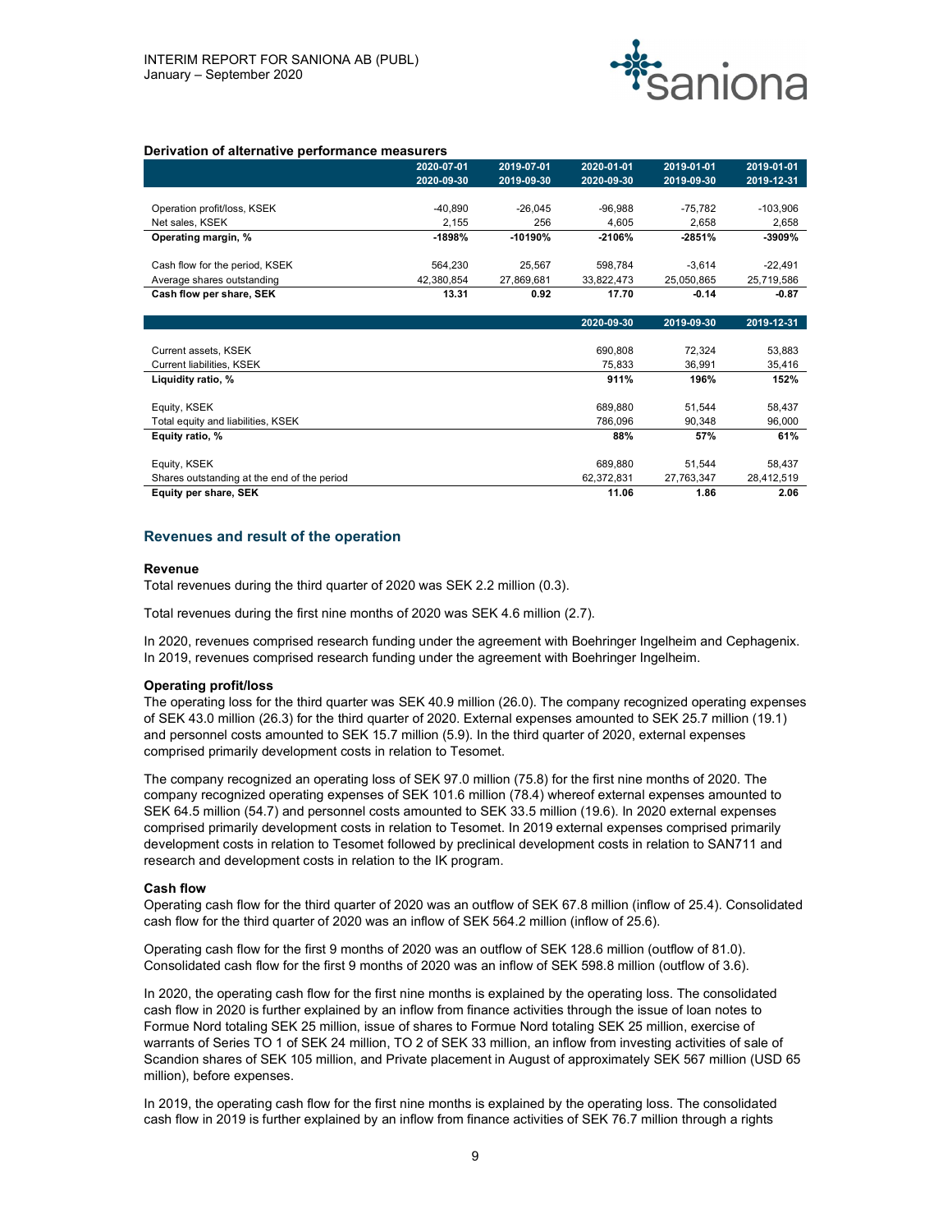**Derivation of alternative performance measurers**

| | 2020-07-01 2020-09-30 | 2019-07-01 2019-09-30 | 2020-01-01 2020-09-30 | 2019-01-01 2019-09-30 | 2019-01-01 2019-12-31 |
|---|---|---|---|---|---|
| Operation profit/loss, KSEK | -40,890 | -26,045 | -96,988 | -75,782 | -103,906 |
| Net sales, KSEK | 2,155 | 256 | 4,605 | 2,658 | 2,658 |
| **Operating margin, %** | **-1898%** | **-10190%** | **-2106%** | **-2851%** | **-3909%** |
| Cash flow for the period, KSEK | 564,230 | 25,567 | 598,784 | -3,614 | -22,491 |
| Average shares outstanding | 42,380,854 | 27,869,681 | 33,822,473 | 25,050,865 | 25,719,586 |
| **Cash flow per share, SEK** | **13.31** | **0.92** | **17.70** | **-0.14** | **-0.87** |

| | 2020-09-30 | 2019-09-30 | 2019-12-31 |
|---|---|---|---|
| Current assets, KSEK | 690,808 | 72,324 | 53,883 |
| Current liabilities, KSEK | 75,833 | 36,991 | 35,416 |
| **Liquidity ratio, %** | **911%** | **196%** | **152%** |
| Equity, KSEK | 689,880 | 51,544 | 58,437 |
| Total equity and liabilities, KSEK | 786,096 | 90,348 | 96,000 |
| **Equity ratio, %** | **88%** | **57%** | **61%** |
| Equity, KSEK | 689,880 | 51,544 | 58,437 |
| Shares outstanding at the end of the period | 62,372,831 | 27,763,347 | 28,412,519 |
| **Equity per share, SEK** | **11.06** | **1.86** | **2.06** |

## Revenues and result of the operation

### Revenue

Total revenues during the third quarter of 2020 was SEK 2.2 million (0.3).

Total revenues during the first nine months of 2020 was SEK 4.6 million (2.7).

In 2020, revenues comprised research funding under the agreement with Boehringer Ingelheim and Cephagenix. In 2019, revenues comprised research funding under the agreement with Boehringer Ingelheim.

### Operating profit/loss

The operating loss for the third quarter was SEK 40.9 million (26.0). The company recognized operating expenses of SEK 43.0 million (26.3) for the third quarter of 2020. External expenses amounted to SEK 25.7 million (19.1) and personnel costs amounted to SEK 15.7 million (5.9). In the third quarter of 2020, external expenses comprised primarily development costs in relation to Tesomet.

The company recognized an operating loss of SEK 97.0 million (75.8) for the first nine months of 2020. The company recognized operating expenses of SEK 101.6 million (78.4) whereof external expenses amounted to SEK 64.5 million (54.7) and personnel costs amounted to SEK 33.5 million (19.6). In 2020 external expenses comprised primarily development costs in relation to Tesomet. In 2019 external expenses comprised primarily development costs in relation to Tesomet followed by preclinical development costs in relation to SAN711 and research and development costs in relation to the IK program.

### Cash flow

Operating cash flow for the third quarter of 2020 was an outflow of SEK 67.8 million (inflow of 25.4). Consolidated cash flow for the third quarter of 2020 was an inflow of SEK 564.2 million (inflow of 25.6).

Operating cash flow for the first 9 months of 2020 was an outflow of SEK 128.6 million (outflow of 81.0). Consolidated cash flow for the first 9 months of 2020 was an inflow of SEK 598.8 million (outflow of 3.6).

In 2020, the operating cash flow for the first nine months is explained by the operating loss. The consolidated cash flow in 2020 is further explained by an inflow from finance activities through the issue of loan notes to Formue Nord totaling SEK 25 million, issue of shares to Formue Nord totaling SEK 25 million, exercise of warrants of Series TO 1 of SEK 24 million, TO 2 of SEK 33 million, an inflow from investing activities of sale of Scandion shares of SEK 105 million, and Private placement in August of approximately SEK 567 million (USD 65 million), before expenses.

In 2019, the operating cash flow for the first nine months is explained by the operating loss. The consolidated cash flow in 2019 is further explained by an inflow from finance activities of SEK 76.7 million through a rights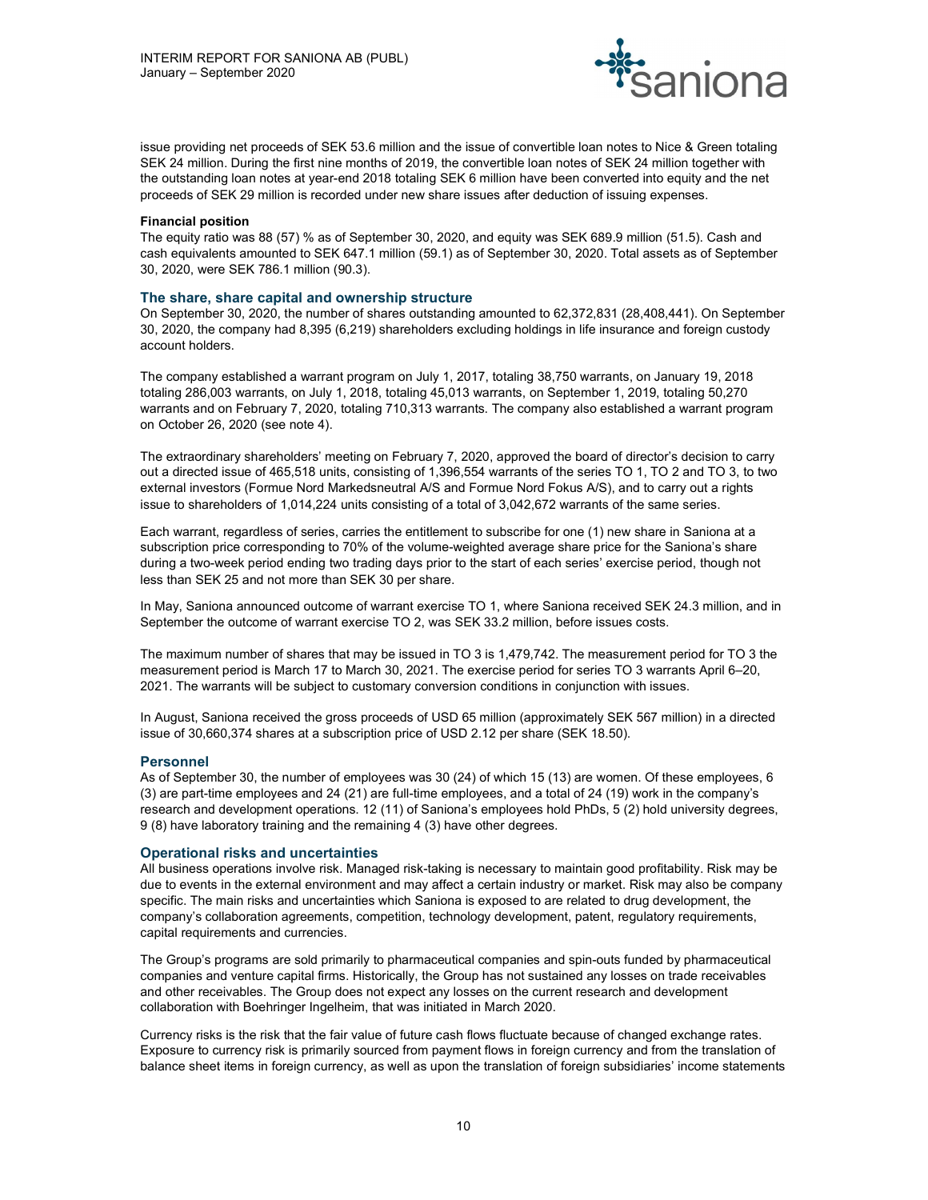issue providing net proceeds of SEK 53.6 million and the issue of convertible loan notes to Nice & Green totaling SEK 24 million. During the first nine months of 2019, the convertible loan notes of SEK 24 million together with the outstanding loan notes at year-end 2018 totaling SEK 6 million have been converted into equity and the net proceeds of SEK 29 million is recorded under new share issues after deduction of issuing expenses.

**Financial position**

The equity ratio was 88 (57) % as of September 30, 2020, and equity was SEK 689.9 million (51.5). Cash and cash equivalents amounted to SEK 647.1 million (59.1) as of September 30, 2020. Total assets as of September 30, 2020, were SEK 786.1 million (90.3).

## The share, share capital and ownership structure

On September 30, 2020, the number of shares outstanding amounted to 62,372,831 (28,408,441). On September 30, 2020, the company had 8,395 (6,219) shareholders excluding holdings in life insurance and foreign custody account holders.

The company established a warrant program on July 1, 2017, totaling 38,750 warrants, on January 19, 2018 totaling 286,003 warrants, on July 1, 2018, totaling 45,013 warrants, on September 1, 2019, totaling 50,270 warrants and on February 7, 2020, totaling 710,313 warrants. The company also established a warrant program on October 26, 2020 (see note 4).

The extraordinary shareholders' meeting on February 7, 2020, approved the board of director's decision to carry out a directed issue of 465,518 units, consisting of 1,396,554 warrants of the series TO 1, TO 2 and TO 3, to two external investors (Formue Nord Markedsneutral A/S and Formue Nord Fokus A/S), and to carry out a rights issue to shareholders of 1,014,224 units consisting of a total of 3,042,672 warrants of the same series.

Each warrant, regardless of series, carries the entitlement to subscribe for one (1) new share in Saniona at a subscription price corresponding to 70% of the volume-weighted average share price for the Saniona's share during a two-week period ending two trading days prior to the start of each series' exercise period, though not less than SEK 25 and not more than SEK 30 per share.

In May, Saniona announced outcome of warrant exercise TO 1, where Saniona received SEK 24.3 million, and in September the outcome of warrant exercise TO 2, was SEK 33.2 million, before issues costs.

The maximum number of shares that may be issued in TO 3 is 1,479,742. The measurement period for TO 3 the measurement period is March 17 to March 30, 2021. The exercise period for series TO 3 warrants April 6–20, 2021. The warrants will be subject to customary conversion conditions in conjunction with issues.

In August, Saniona received the gross proceeds of USD 65 million (approximately SEK 567 million) in a directed issue of 30,660,374 shares at a subscription price of USD 2.12 per share (SEK 18.50).

## Personnel

As of September 30, the number of employees was 30 (24) of which 15 (13) are women. Of these employees, 6 (3) are part-time employees and 24 (21) are full-time employees, and a total of 24 (19) work in the company's research and development operations. 12 (11) of Saniona's employees hold PhDs, 5 (2) hold university degrees, 9 (8) have laboratory training and the remaining 4 (3) have other degrees.

## Operational risks and uncertainties

All business operations involve risk. Managed risk-taking is necessary to maintain good profitability. Risk may be due to events in the external environment and may affect a certain industry or market. Risk may also be company specific. The main risks and uncertainties which Saniona is exposed to are related to drug development, the company's collaboration agreements, competition, technology development, patent, regulatory requirements, capital requirements and currencies.

The Group's programs are sold primarily to pharmaceutical companies and spin-outs funded by pharmaceutical companies and venture capital firms. Historically, the Group has not sustained any losses on trade receivables and other receivables. The Group does not expect any losses on the current research and development collaboration with Boehringer Ingelheim, that was initiated in March 2020.

Currency risks is the risk that the fair value of future cash flows fluctuate because of changed exchange rates. Exposure to currency risk is primarily sourced from payment flows in foreign currency and from the translation of balance sheet items in foreign currency, as well as upon the translation of foreign subsidiaries' income statements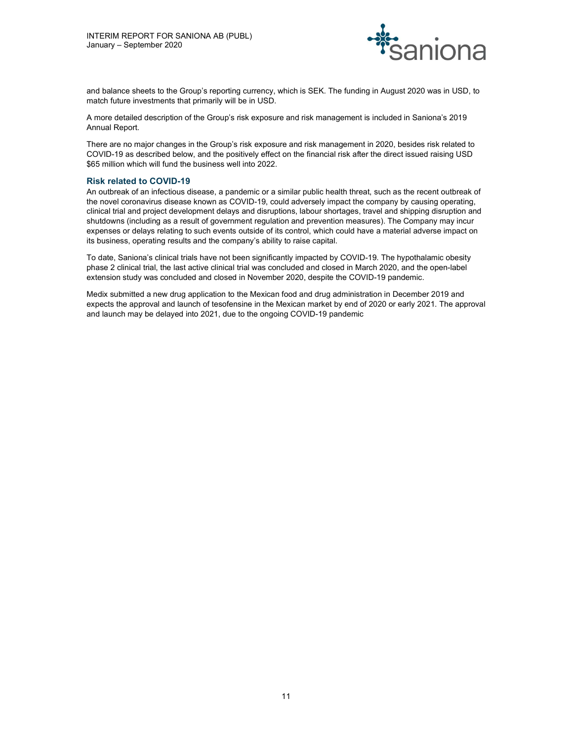and balance sheets to the Group's reporting currency, which is SEK. The funding in August 2020 was in USD, to match future investments that primarily will be in USD.

A more detailed description of the Group's risk exposure and risk management is included in Saniona's 2019 Annual Report.

There are no major changes in the Group's risk exposure and risk management in 2020, besides risk related to COVID-19 as described below, and the positively effect on the financial risk after the direct issued raising USD $65 million which will fund the business well into 2022.

### Risk related to COVID-19

An outbreak of an infectious disease, a pandemic or a similar public health threat, such as the recent outbreak of the novel coronavirus disease known as COVID-19, could adversely impact the company by causing operating, clinical trial and project development delays and disruptions, labour shortages, travel and shipping disruption and shutdowns (including as a result of government regulation and prevention measures). The Company may incur expenses or delays relating to such events outside of its control, which could have a material adverse impact on its business, operating results and the company's ability to raise capital.

To date, Saniona's clinical trials have not been significantly impacted by COVID-19. The hypothalamic obesity phase 2 clinical trial, the last active clinical trial was concluded and closed in March 2020, and the open-label extension study was concluded and closed in November 2020, despite the COVID-19 pandemic.

Medix submitted a new drug application to the Mexican food and drug administration in December 2019 and expects the approval and launch of tesofensine in the Mexican market by end of 2020 or early 2021. The approval and launch may be delayed into 2021, due to the ongoing COVID-19 pandemic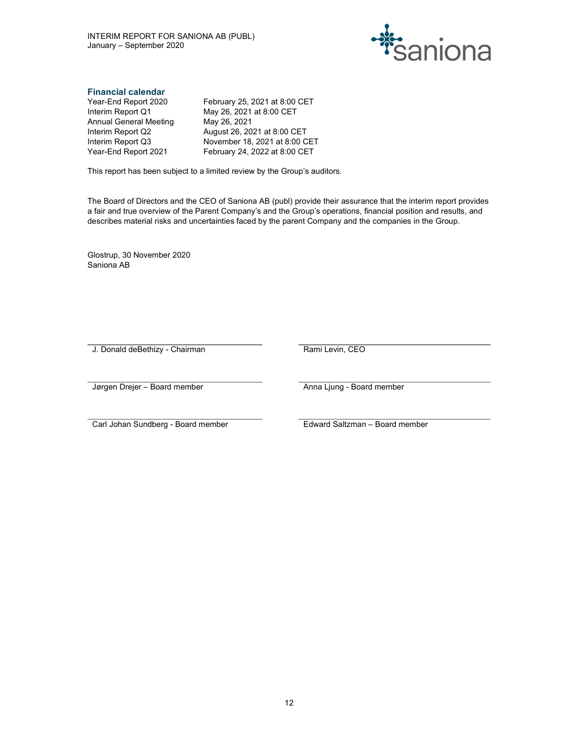### Financial calendar

| | |
|---|---|
| Year-End Report 2020 | February 25, 2021 at 8:00 CET |
| Interim Report Q1 | May 26, 2021 at 8:00 CET |
| Annual General Meeting | May 26, 2021 |
| Interim Report Q2 | August 26, 2021 at 8:00 CET |
| Interim Report Q3 | November 18, 2021 at 8:00 CET |
| Year-End Report 2021 | February 24, 2022 at 8:00 CET |

This report has been subject to a limited review by the Group's auditors.

The Board of Directors and the CEO of Saniona AB (publ) provide their assurance that the interim report provides a fair and true overview of the Parent Company's and the Group's operations, financial position and results, and describes material risks and uncertainties faced by the parent Company and the companies in the Group.

Glostrup, 30 November 2020
Saniona AB

| | |
|---|---|
| J. Donald deBethizy - Chairman | Rami Levin, CEO |
| Jørgen Drejer – Board member | Anna Ljung - Board member |
| Carl Johan Sundberg - Board member | Edward Saltzman – Board member |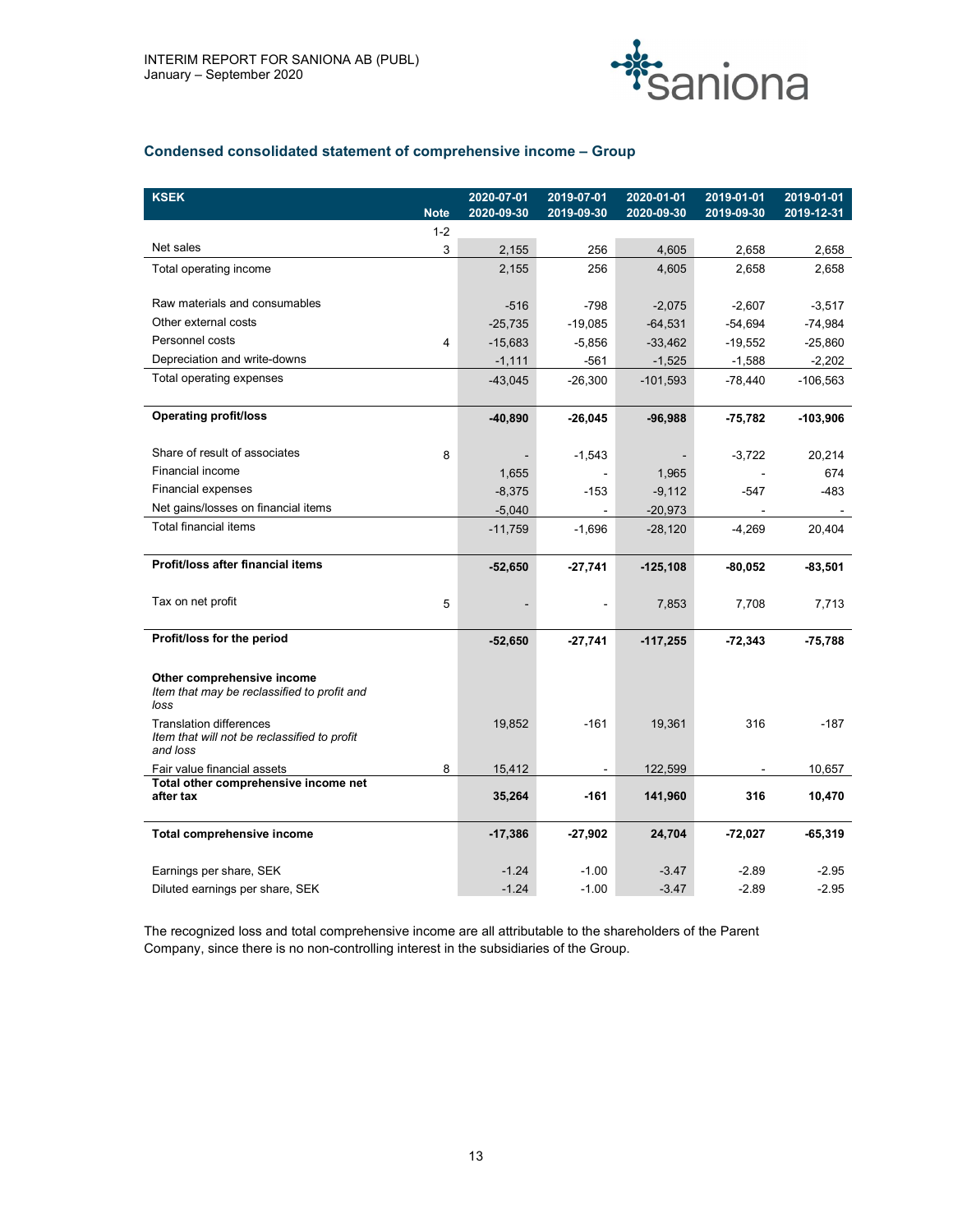## Condensed consolidated statement of comprehensive income – Group

| KSEK | Note | 2020-07-01 2020-09-30 | 2019-07-01 2019-09-30 | 2020-01-01 2020-09-30 | 2019-01-01 2019-09-30 | 2019-01-01 2019-12-31 |
|---|---|---|---|---|---|---|
| | 1-2 | | | | | |
| Net sales | 3 | 2,155 | 256 | 4,605 | 2,658 | 2,658 |
| Total operating income | | 2,155 | 256 | 4,605 | 2,658 | 2,658 |
| | | | | | | |
| Raw materials and consumables | | -516 | -798 | -2,075 | -2,607 | -3,517 |
| Other external costs | | -25,735 | -19,085 | -64,531 | -54,694 | -74,984 |
| Personnel costs | 4 | -15,683 | -5,856 | -33,462 | -19,552 | -25,860 |
| Depreciation and write-downs | | -1,111 | -561 | -1,525 | -1,588 | -2,202 |
| Total operating expenses | | -43,045 | -26,300 | -101,593 | -78,440 | -106,563 |
| | | | | | | |
| **Operating profit/loss** | | **-40,890** | **-26,045** | **-96,988** | **-75,782** | **-103,906** |
| | | | | | | |
| Share of result of associates | 8 | - | -1,543 | - | -3,722 | 20,214 |
| Financial income | | 1,655 | - | 1,965 | - | 674 |
| Financial expenses | | -8,375 | -153 | -9,112 | -547 | -483 |
| Net gains/losses on financial items | | -5,040 | - | -20,973 | - | - |
| Total financial items | | -11,759 | -1,696 | -28,120 | -4,269 | 20,404 |
| | | | | | | |
| **Profit/loss after financial items** | | **-52,650** | **-27,741** | **-125,108** | **-80,052** | **-83,501** |
| | | | | | | |
| Tax on net profit | 5 | - | - | 7,853 | 7,708 | 7,713 |
| | | | | | | |
| **Profit/loss for the period** | | **-52,650** | **-27,741** | **-117,255** | **-72,343** | **-75,788** |
| | | | | | | |
| **Other comprehensive income** *Item that may be reclassified to profit and loss* | | | | | | |
| Translation differences *Item that will not be reclassified to profit and loss* | | 19,852 | -161 | 19,361 | 316 | -187 |
| Fair value financial assets | 8 | 15,412 | - | 122,599 | - | 10,657 |
| **Total other comprehensive income net after tax** | | **35,264** | **-161** | **141,960** | **316** | **10,470** |
| | | | | | | |
| **Total comprehensive income** | | **-17,386** | **-27,902** | **24,704** | **-72,027** | **-65,319** |
| | | | | | | |
| Earnings per share, SEK | | -1.24 | -1.00 | -3.47 | -2.89 | -2.95 |
| Diluted earnings per share, SEK | | -1.24 | -1.00 | -3.47 | -2.89 | -2.95 |

The recognized loss and total comprehensive income are all attributable to the shareholders of the Parent Company, since there is no non-controlling interest in the subsidiaries of the Group.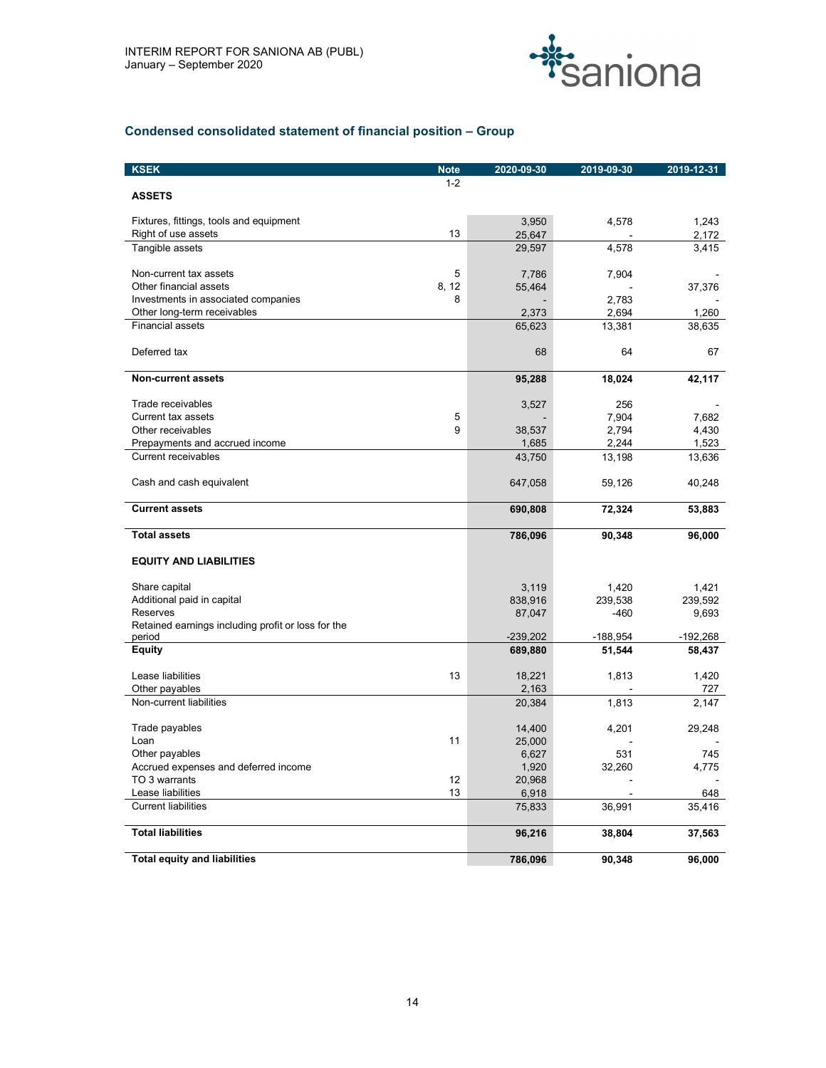## Condensed consolidated statement of financial position – Group

| KSEK | Note | 2020-09-30 | 2019-09-30 | 2019-12-31 |
|---|---|---|---|---|
| | 1-2 | | | |
| **ASSETS** | | | | |
| Fixtures, fittings, tools and equipment | | 3,950 | 4,578 | 1,243 |
| Right of use assets | 13 | 25,647 | - | 2,172 |
| Tangible assets | | 29,597 | 4,578 | 3,415 |
| Non-current tax assets | 5 | 7,786 | 7,904 | - |
| Other financial assets | 8, 12 | 55,464 | - | 37,376 |
| Investments in associated companies | 8 | - | 2,783 | - |
| Other long-term receivables | | 2,373 | 2,694 | 1,260 |
| Financial assets | | 65,623 | 13,381 | 38,635 |
| Deferred tax | | 68 | 64 | 67 |
| **Non-current assets** | | **95,288** | **18,024** | **42,117** |
| Trade receivables | | 3,527 | 256 | - |
| Current tax assets | 5 | - | 7,904 | 7,682 |
| Other receivables | 9 | 38,537 | 2,794 | 4,430 |
| Prepayments and accrued income | | 1,685 | 2,244 | 1,523 |
| Current receivables | | 43,750 | 13,198 | 13,636 |
| Cash and cash equivalent | | 647,058 | 59,126 | 40,248 |
| **Current assets** | | **690,808** | **72,324** | **53,883** |
| **Total assets** | | **786,096** | **90,348** | **96,000** |
| **EQUITY AND LIABILITIES** | | | | |
| Share capital | | 3,119 | 1,420 | 1,421 |
| Additional paid in capital | | 838,916 | 239,538 | 239,592 |
| Reserves | | 87,047 | -460 | 9,693 |
| Retained earnings including profit or loss for the period | | -239,202 | -188,954 | -192,268 |
| **Equity** | | **689,880** | **51,544** | **58,437** |
| Lease liabilities | 13 | 18,221 | 1,813 | 1,420 |
| Other payables | | 2,163 | - | 727 |
| Non-current liabilities | | 20,384 | 1,813 | 2,147 |
| Trade payables | | 14,400 | 4,201 | 29,248 |
| Loan | 11 | 25,000 | - | - |
| Other payables | | 6,627 | 531 | 745 |
| Accrued expenses and deferred income | | 1,920 | 32,260 | 4,775 |
| TO 3 warrants | 12 | 20,968 | - | - |
| Lease liabilities | 13 | 6,918 | - | 648 |
| Current liabilities | | 75,833 | 36,991 | 35,416 |
| **Total liabilities** | | **96,216** | **38,804** | **37,563** |
| **Total equity and liabilities** | | **786,096** | **90,348** | **96,000** |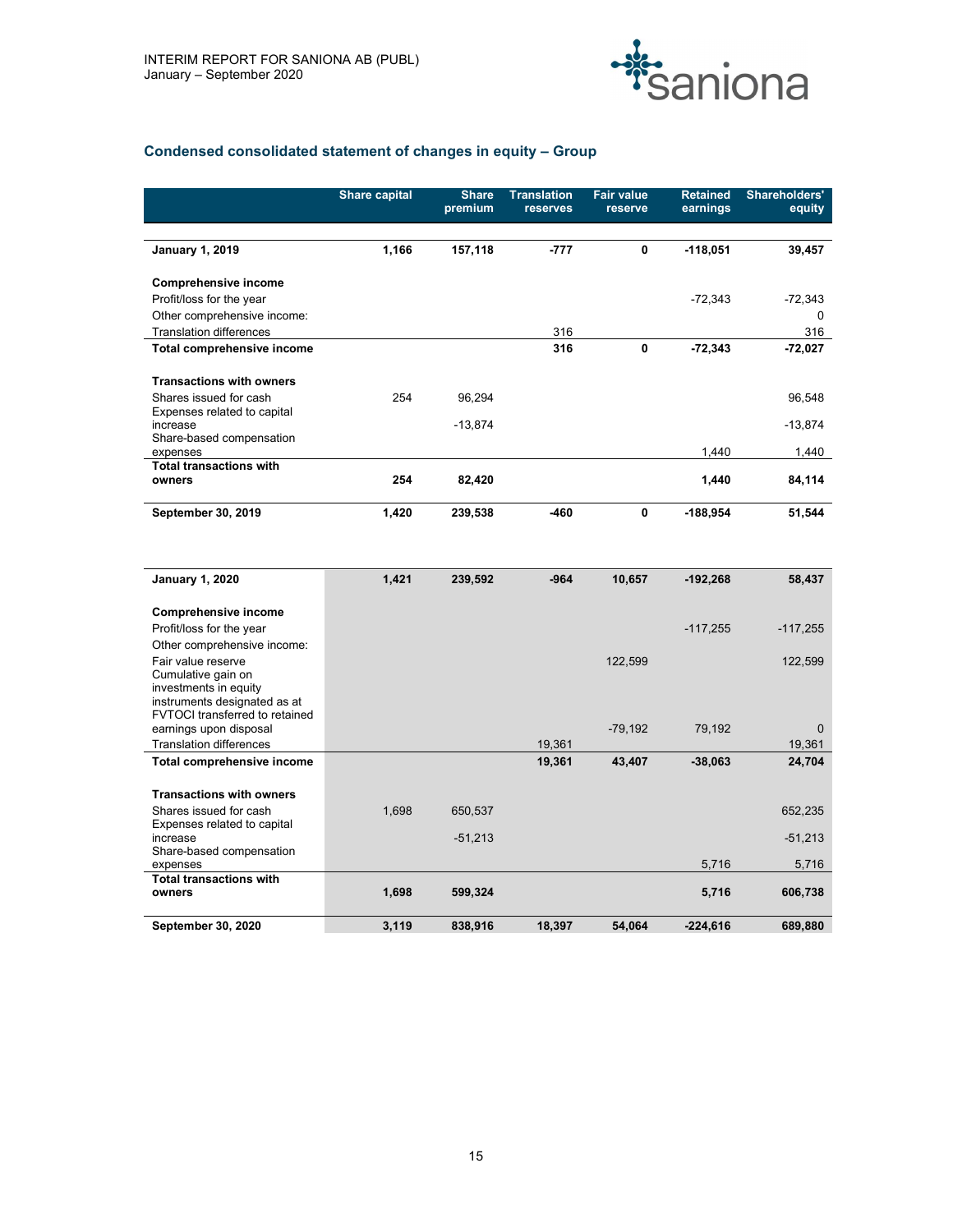## Condensed consolidated statement of changes in equity – Group

| | Share capital | Share premium | Translation reserves | Fair value reserve | Retained earnings | Shareholders' equity |
|---|---|---|---|---|---|---|
| **January 1, 2019** | **1,166** | **157,118** | **-777** | **0** | **-118,051** | **39,457** |
| | | | | | | |
| **Comprehensive income** | | | | | | |
| Profit/loss for the year | | | | | -72,343 | -72,343 |
| Other comprehensive income: | | | | | | 0 |
| Translation differences | | | 316 | | | 316 |
| **Total comprehensive income** | | | **316** | **0** | **-72,343** | **-72,027** |
| | | | | | | |
| **Transactions with owners** | | | | | | |
| Shares issued for cash | 254 | 96,294 | | | | 96,548 |
| Expenses related to capital increase | | -13,874 | | | | -13,874 |
| Share-based compensation expenses | | | | | 1,440 | 1,440 |
| **Total transactions with owners** | **254** | **82,420** | | | **1,440** | **84,114** |
| | | | | | | |
| **September 30, 2019** | **1,420** | **239,538** | **-460** | **0** | **-188,954** | **51,544** |

| | Share capital | Share premium | Translation reserves | Fair value reserve | Retained earnings | Shareholders' equity |
|---|---|---|---|---|---|---|
| **January 1, 2020** | **1,421** | **239,592** | **-964** | **10,657** | **-192,268** | **58,437** |
| | | | | | | |
| **Comprehensive income** | | | | | | |
| Profit/loss for the year | | | | | -117,255 | -117,255 |
| Other comprehensive income: | | | | | | |
| Fair value reserve | | | | 122,599 | | 122,599 |
| Cumulative gain on investments in equity instruments designated as at FVTOCI transferred to retained earnings upon disposal | | | | -79,192 | 79,192 | 0 |
| Translation differences | | | 19,361 | | | 19,361 |
| **Total comprehensive income** | | | **19,361** | **43,407** | **-38,063** | **24,704** |
| | | | | | | |
| **Transactions with owners** | | | | | | |
| Shares issued for cash | 1,698 | 650,537 | | | | 652,235 |
| Expenses related to capital increase | | -51,213 | | | | -51,213 |
| Share-based compensation expenses | | | | | 5,716 | 5,716 |
| **Total transactions with owners** | **1,698** | **599,324** | | | **5,716** | **606,738** |
| | | | | | | |
| **September 30, 2020** | **3,119** | **838,916** | **18,397** | **54,064** | **-224,616** | **689,880** |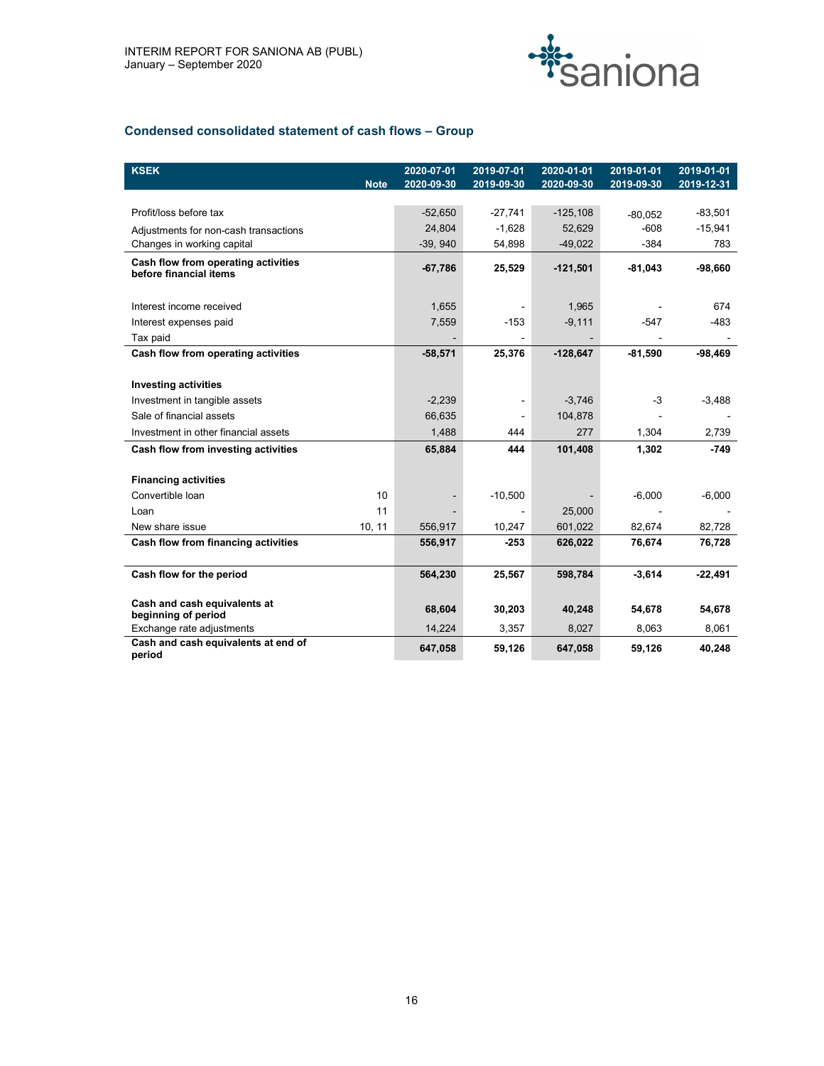## Condensed consolidated statement of cash flows – Group

| KSEK | Note | 2020-07-01 2020-09-30 | 2019-07-01 2019-09-30 | 2020-01-01 2020-09-30 | 2019-01-01 2019-09-30 | 2019-01-01 2019-12-31 |
|---|---|---|---|---|---|---|
| Profit/loss before tax | | -52,650 | -27,741 | -125,108 | -80,052 | -83,501 |
| Adjustments for non-cash transactions | | 24,804 | -1,628 | 52,629 | -608 | -15,941 |
| Changes in working capital | | -39, 940 | 54,898 | -49,022 | -384 | 783 |
| **Cash flow from operating activities before financial items** | | **-67,786** | **25,529** | **-121,501** | **-81,043** | **-98,660** |
| Interest income received | | 1,655 | - | 1,965 | - | 674 |
| Interest expenses paid | | 7,559 | -153 | -9,111 | -547 | -483 |
| Tax paid | | - | - | - | - | - |
| **Cash flow from operating activities** | | **-58,571** | **25,376** | **-128,647** | **-81,590** | **-98,469** |
| **Investing activities** | | | | | | |
| Investment in tangible assets | | -2,239 | - | -3,746 | -3 | -3,488 |
| Sale of financial assets | | 66,635 | - | 104,878 | - | - |
| Investment in other financial assets | | 1,488 | 444 | 277 | 1,304 | 2,739 |
| **Cash flow from investing activities** | | **65,884** | **444** | **101,408** | **1,302** | **-749** |
| **Financing activities** | | | | | | |
| Convertible loan | 10 | - | -10,500 | - | -6,000 | -6,000 |
| Loan | 11 | - | - | 25,000 | - | - |
| New share issue | 10, 11 | 556,917 | 10,247 | 601,022 | 82,674 | 82,728 |
| **Cash flow from financing activities** | | **556,917** | **-253** | **626,022** | **76,674** | **76,728** |
| **Cash flow for the period** | | **564,230** | **25,567** | **598,784** | **-3,614** | **-22,491** |
| **Cash and cash equivalents at beginning of period** | | **68,604** | **30,203** | **40,248** | **54,678** | **54,678** |
| Exchange rate adjustments | | 14,224 | 3,357 | 8,027 | 8,063 | 8,061 |
| **Cash and cash equivalents at end of period** | | **647,058** | **59,126** | **647,058** | **59,126** | **40,248** |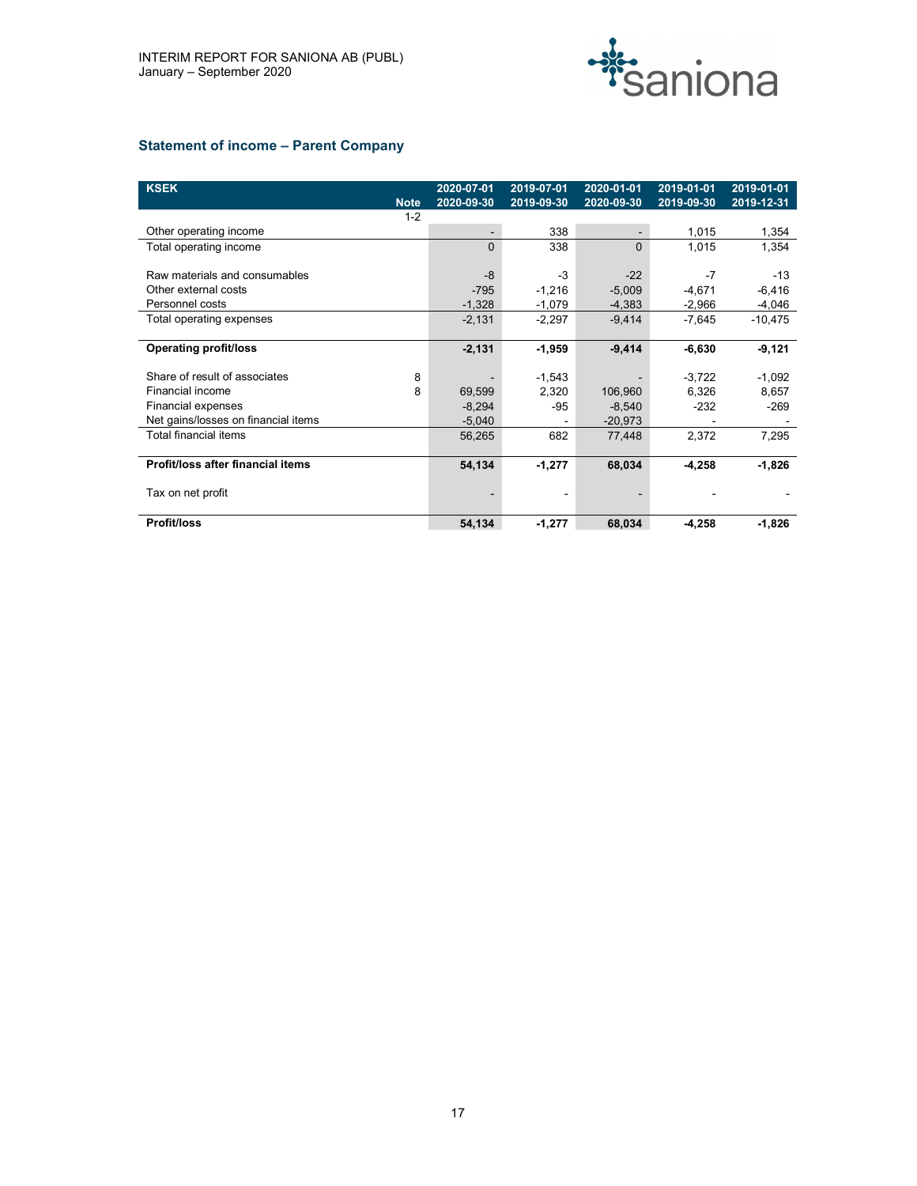## Statement of income – Parent Company

| KSEK | Note | 2020-07-01 2020-09-30 | 2019-07-01 2019-09-30 | 2020-01-01 2020-09-30 | 2019-01-01 2019-09-30 | 2019-01-01 2019-12-31 |
|---|---|---|---|---|---|---|
| | 1-2 | | | | | |
| Other operating income | | - | 338 | - | 1,015 | 1,354 |
| Total operating income | | 0 | 338 | 0 | 1,015 | 1,354 |
| | | | | | | |
| Raw materials and consumables | | -8 | -3 | -22 | -7 | -13 |
| Other external costs | | -795 | -1,216 | -5,009 | -4,671 | -6,416 |
| Personnel costs | | -1,328 | -1,079 | -4,383 | -2,966 | -4,046 |
| Total operating expenses | | -2,131 | -2,297 | -9,414 | -7,645 | -10,475 |
| | | | | | | |
| **Operating profit/loss** | | **-2,131** | **-1,959** | **-9,414** | **-6,630** | **-9,121** |
| | | | | | | |
| Share of result of associates | 8 | - | -1,543 | - | -3,722 | -1,092 |
| Financial income | 8 | 69,599 | 2,320 | 106,960 | 6,326 | 8,657 |
| Financial expenses | | -8,294 | -95 | -8,540 | -232 | -269 |
| Net gains/losses on financial items | | -5,040 | - | -20,973 | - | - |
| Total financial items | | 56,265 | 682 | 77,448 | 2,372 | 7,295 |
| | | | | | | |
| **Profit/loss after financial items** | | **54,134** | **-1,277** | **68,034** | **-4,258** | **-1,826** |
| | | | | | | |
| Tax on net profit | | - | - | - | - | - |
| | | | | | | |
| **Profit/loss** | | **54,134** | **-1,277** | **68,034** | **-4,258** | **-1,826** |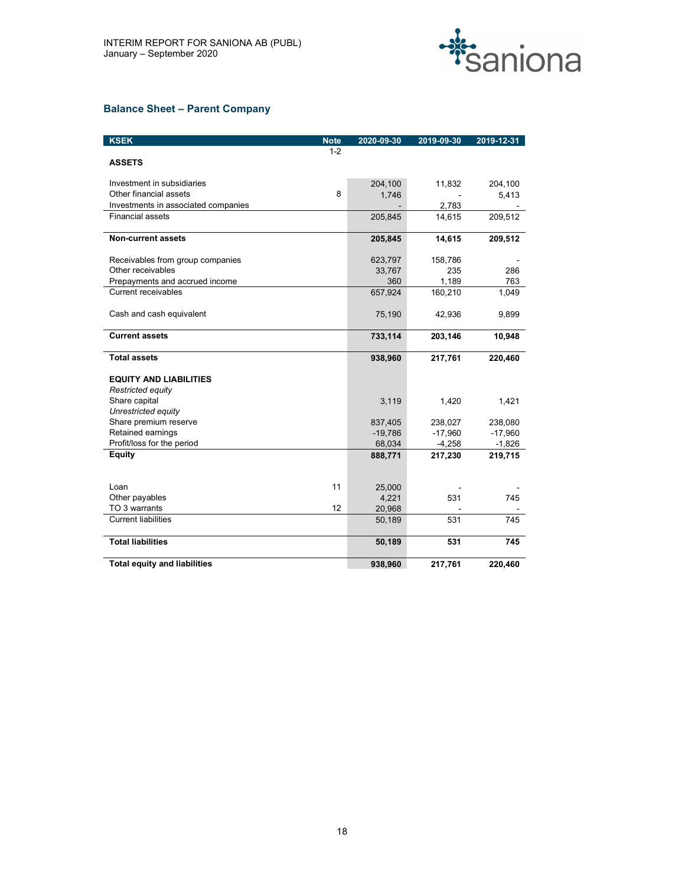## Balance Sheet – Parent Company

| KSEK | Note | 2020-09-30 | 2019-09-30 | 2019-12-31 |
|---|---|---|---|---|
| | 1-2 | | | |
| **ASSETS** | | | | |
| Investment in subsidiaries | | 204,100 | 11,832 | 204,100 |
| Other financial assets | 8 | 1,746 | - | 5,413 |
| Investments in associated companies | | - | 2,783 | - |
| Financial assets | | 205,845 | 14,615 | 209,512 |
| **Non-current assets** | | **205,845** | **14,615** | **209,512** |
| Receivables from group companies | | 623,797 | 158,786 | - |
| Other receivables | | 33,767 | 235 | 286 |
| Prepayments and accrued income | | 360 | 1,189 | 763 |
| Current receivables | | 657,924 | 160,210 | 1,049 |
| Cash and cash equivalent | | 75,190 | 42,936 | 9,899 |
| **Current assets** | | **733,114** | **203,146** | **10,948** |
| **Total assets** | | **938,960** | **217,761** | **220,460** |
| **EQUITY AND LIABILITIES** | | | | |
| *Restricted equity* | | | | |
| Share capital | | 3,119 | 1,420 | 1,421 |
| *Unrestricted equity* | | | | |
| Share premium reserve | | 837,405 | 238,027 | 238,080 |
| Retained earnings | | -19,786 | -17,960 | -17,960 |
| Profit/loss for the period | | 68,034 | -4,258 | -1,826 |
| **Equity** | | **888,771** | **217,230** | **219,715** |
| Loan | 11 | 25,000 | - | - |
| Other payables | | 4,221 | 531 | 745 |
| TO 3 warrants | 12 | 20,968 | - | - |
| Current liabilities | | 50,189 | 531 | 745 |
| **Total liabilities** | | **50,189** | **531** | **745** |
| **Total equity and liabilities** | | **938,960** | **217,761** | **220,460** |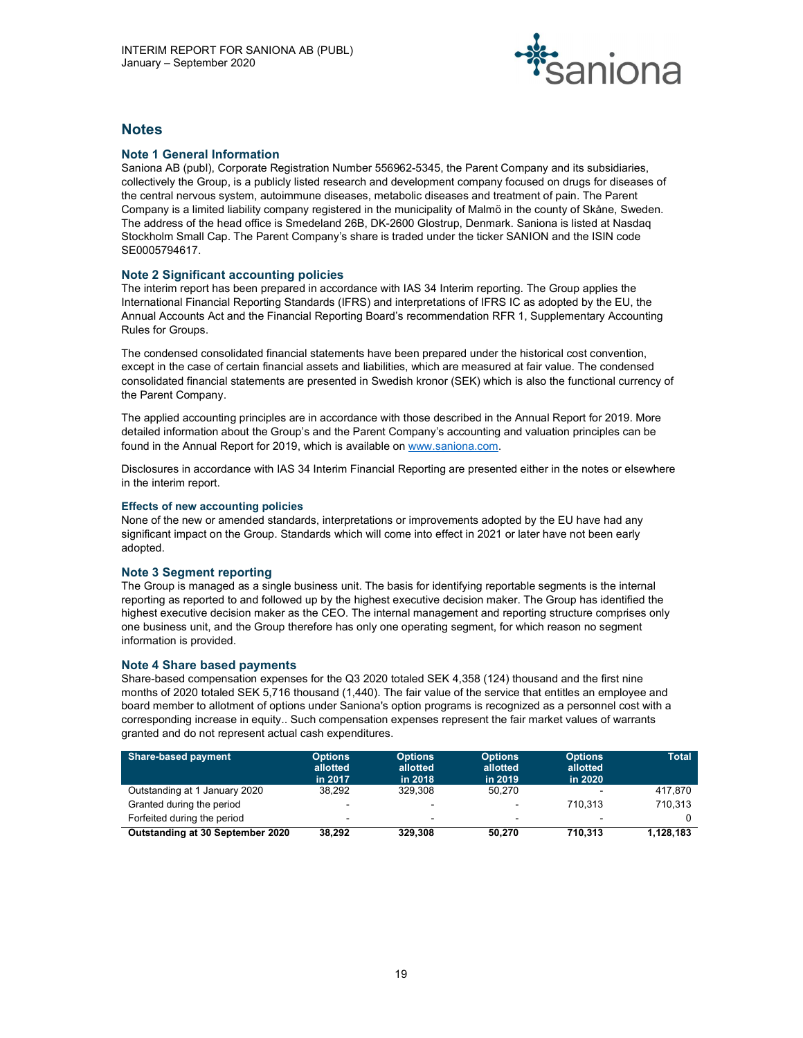## Notes

### Note 1 General Information

Saniona AB (publ), Corporate Registration Number 556962-5345, the Parent Company and its subsidiaries, collectively the Group, is a publicly listed research and development company focused on drugs for diseases of the central nervous system, autoimmune diseases, metabolic diseases and treatment of pain. The Parent Company is a limited liability company registered in the municipality of Malmö in the county of Skåne, Sweden. The address of the head office is Smedeland 26B, DK-2600 Glostrup, Denmark. Saniona is listed at Nasdaq Stockholm Small Cap. The Parent Company's share is traded under the ticker SANION and the ISIN code SE0005794617.

### Note 2 Significant accounting policies

The interim report has been prepared in accordance with IAS 34 Interim reporting. The Group applies the International Financial Reporting Standards (IFRS) and interpretations of IFRS IC as adopted by the EU, the Annual Accounts Act and the Financial Reporting Board's recommendation RFR 1, Supplementary Accounting Rules for Groups.

The condensed consolidated financial statements have been prepared under the historical cost convention, except in the case of certain financial assets and liabilities, which are measured at fair value. The condensed consolidated financial statements are presented in Swedish kronor (SEK) which is also the functional currency of the Parent Company.

The applied accounting principles are in accordance with those described in the Annual Report for 2019. More detailed information about the Group's and the Parent Company's accounting and valuation principles can be found in the Annual Report for 2019, which is available on www.saniona.com.

Disclosures in accordance with IAS 34 Interim Financial Reporting are presented either in the notes or elsewhere in the interim report.

#### Effects of new accounting policies

None of the new or amended standards, interpretations or improvements adopted by the EU have had any significant impact on the Group. Standards which will come into effect in 2021 or later have not been early adopted.

### Note 3 Segment reporting

The Group is managed as a single business unit. The basis for identifying reportable segments is the internal reporting as reported to and followed up by the highest executive decision maker. The Group has identified the highest executive decision maker as the CEO. The internal management and reporting structure comprises only one business unit, and the Group therefore has only one operating segment, for which reason no segment information is provided.

### Note 4 Share based payments

Share-based compensation expenses for the Q3 2020 totaled SEK 4,358 (124) thousand and the first nine months of 2020 totaled SEK 5,716 thousand (1,440). The fair value of the service that entitles an employee and board member to allotment of options under Saniona's option programs is recognized as a personnel cost with a corresponding increase in equity.. Such compensation expenses represent the fair market values of warrants granted and do not represent actual cash expenditures.

| Share-based payment | Options allotted in 2017 | Options allotted in 2018 | Options allotted in 2019 | Options allotted in 2020 | Total |
|---|---|---|---|---|---|
| Outstanding at 1 January 2020 | 38,292 | 329,308 | 50,270 | - | 417,870 |
| Granted during the period | - | - | - | 710,313 | 710,313 |
| Forfeited during the period | - | - | - | - | 0 |
| **Outstanding at 30 September 2020** | **38,292** | **329,308** | **50,270** | **710,313** | **1,128,183** |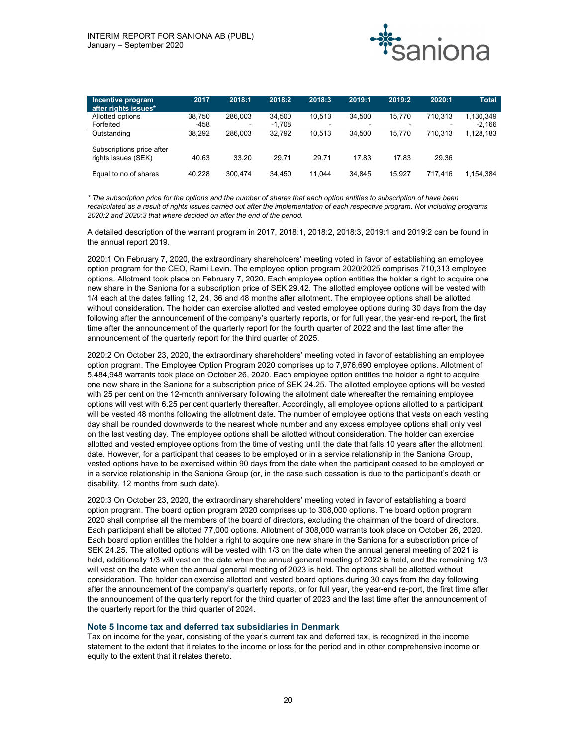| Incentive program after rights issues* | 2017 | 2018:1 | 2018:2 | 2018:3 | 2019:1 | 2019:2 | 2020:1 | Total |
|---|---|---|---|---|---|---|---|---|
| Allotted options | 38,750 | 286,003 | 34,500 | 10,513 | 34,500 | 15,770 | 710,313 | 1,130,349 |
| Forfeited | -458 | - | -1,708 | - | - | - | - | -2,166 |
| Outstanding | 38,292 | 286,003 | 32,792 | 10,513 | 34,500 | 15,770 | 710,313 | 1,128,183 |
| Subscriptions price after rights issues (SEK) | 40.63 | 33.20 | 29.71 | 29.71 | 17.83 | 17.83 | 29.36 | |
| Equal to no of shares | 40,228 | 300,474 | 34,450 | 11,044 | 34,845 | 15,927 | 717,416 | 1,154,384 |

*\* The subscription price for the options and the number of shares that each option entitles to subscription of have been recalculated as a result of rights issues carried out after the implementation of each respective program. Not including programs 2020:2 and 2020:3 that where decided on after the end of the period.*

A detailed description of the warrant program in 2017, 2018:1, 2018:2, 2018:3, 2019:1 and 2019:2 can be found in the annual report 2019.

2020:1 On February 7, 2020, the extraordinary shareholders' meeting voted in favor of establishing an employee option program for the CEO, Rami Levin. The employee option program 2020/2025 comprises 710,313 employee options. Allotment took place on February 7, 2020. Each employee option entitles the holder a right to acquire one new share in the Saniona for a subscription price of SEK 29.42. The allotted employee options will be vested with 1/4 each at the dates falling 12, 24, 36 and 48 months after allotment. The employee options shall be allotted without consideration. The holder can exercise allotted and vested employee options during 30 days from the day following after the announcement of the company's quarterly reports, or for full year, the year-end re-port, the first time after the announcement of the quarterly report for the fourth quarter of 2022 and the last time after the announcement of the quarterly report for the third quarter of 2025.

2020:2 On October 23, 2020, the extraordinary shareholders' meeting voted in favor of establishing an employee option program. The Employee Option Program 2020 comprises up to 7,976,690 employee options. Allotment of 5,484,948 warrants took place on October 26, 2020. Each employee option entitles the holder a right to acquire one new share in the Saniona for a subscription price of SEK 24.25. The allotted employee options will be vested with 25 per cent on the 12-month anniversary following the allotment date whereafter the remaining employee options will vest with 6.25 per cent quarterly thereafter. Accordingly, all employee options allotted to a participant will be vested 48 months following the allotment date. The number of employee options that vests on each vesting day shall be rounded downwards to the nearest whole number and any excess employee options shall only vest on the last vesting day. The employee options shall be allotted without consideration. The holder can exercise allotted and vested employee options from the time of vesting until the date that falls 10 years after the allotment date. However, for a participant that ceases to be employed or in a service relationship in the Saniona Group, vested options have to be exercised within 90 days from the date when the participant ceased to be employed or in a service relationship in the Saniona Group (or, in the case such cessation is due to the participant's death or disability, 12 months from such date).

2020:3 On October 23, 2020, the extraordinary shareholders' meeting voted in favor of establishing a board option program. The board option program 2020 comprises up to 308,000 options. The board option program 2020 shall comprise all the members of the board of directors, excluding the chairman of the board of directors. Each participant shall be allotted 77,000 options. Allotment of 308,000 warrants took place on October 26, 2020. Each board option entitles the holder a right to acquire one new share in the Saniona for a subscription price of SEK 24.25. The allotted options will be vested with 1/3 on the date when the annual general meeting of 2021 is held, additionally 1/3 will vest on the date when the annual general meeting of 2022 is held, and the remaining 1/3 will vest on the date when the annual general meeting of 2023 is held. The options shall be allotted without consideration. The holder can exercise allotted and vested board options during 30 days from the day following after the announcement of the company's quarterly reports, or for full year, the year-end re-port, the first time after the announcement of the quarterly report for the third quarter of 2023 and the last time after the announcement of the quarterly report for the third quarter of 2024.

### Note 5 Income tax and deferred tax subsidiaries in Denmark

Tax on income for the year, consisting of the year's current tax and deferred tax, is recognized in the income statement to the extent that it relates to the income or loss for the period and in other comprehensive income or equity to the extent that it relates thereto.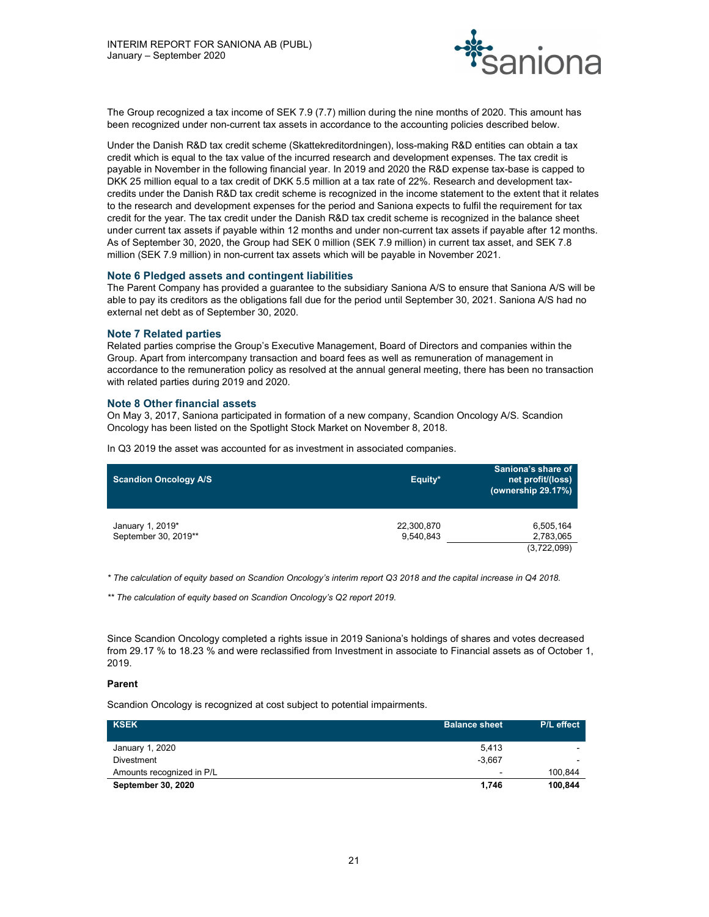The Group recognized a tax income of SEK 7.9 (7.7) million during the nine months of 2020. This amount has been recognized under non-current tax assets in accordance to the accounting policies described below.

Under the Danish R&D tax credit scheme (Skattekreditordningen), loss-making R&D entities can obtain a tax credit which is equal to the tax value of the incurred research and development expenses. The tax credit is payable in November in the following financial year. In 2019 and 2020 the R&D expense tax-base is capped to DKK 25 million equal to a tax credit of DKK 5.5 million at a tax rate of 22%. Research and development tax-credits under the Danish R&D tax credit scheme is recognized in the income statement to the extent that it relates to the research and development expenses for the period and Saniona expects to fulfil the requirement for tax credit for the year. The tax credit under the Danish R&D tax credit scheme is recognized in the balance sheet under current tax assets if payable within 12 months and under non-current tax assets if payable after 12 months. As of September 30, 2020, the Group had SEK 0 million (SEK 7.9 million) in current tax asset, and SEK 7.8 million (SEK 7.9 million) in non-current tax assets which will be payable in November 2021.

### Note 6 Pledged assets and contingent liabilities

The Parent Company has provided a guarantee to the subsidiary Saniona A/S to ensure that Saniona A/S will be able to pay its creditors as the obligations fall due for the period until September 30, 2021. Saniona A/S had no external net debt as of September 30, 2020.

### Note 7 Related parties

Related parties comprise the Group's Executive Management, Board of Directors and companies within the Group. Apart from intercompany transaction and board fees as well as remuneration of management in accordance to the remuneration policy as resolved at the annual general meeting, there has been no transaction with related parties during 2019 and 2020.

### Note 8 Other financial assets

On May 3, 2017, Saniona participated in formation of a new company, Scandion Oncology A/S. Scandion Oncology has been listed on the Spotlight Stock Market on November 8, 2018.

In Q3 2019 the asset was accounted for as investment in associated companies.

| Scandion Oncology A/S | Equity* | Saniona's share of net profit/(loss) (ownership 29.17%) |
|---|---|---|
| January 1, 2019* | 22,300,870 | 6,505,164 |
| September 30, 2019** | 9,540,843 | 2,783,065 |
| | | (3,722,099) |

*\* The calculation of equity based on Scandion Oncology's interim report Q3 2018 and the capital increase in Q4 2018.*

*\*\* The calculation of equity based on Scandion Oncology's Q2 report 2019.*

Since Scandion Oncology completed a rights issue in 2019 Saniona's holdings of shares and votes decreased from 29.17 % to 18.23 % and were reclassified from Investment in associate to Financial assets as of October 1, 2019.

**Parent**

Scandion Oncology is recognized at cost subject to potential impairments.

| KSEK | Balance sheet | P/L effect |
|---|---|---|
| January 1, 2020 | 5,413 | - |
| Divestment | -3,667 | - |
| Amounts recognized in P/L | - | 100,844 |
| **September 30, 2020** | **1,746** | **100,844** |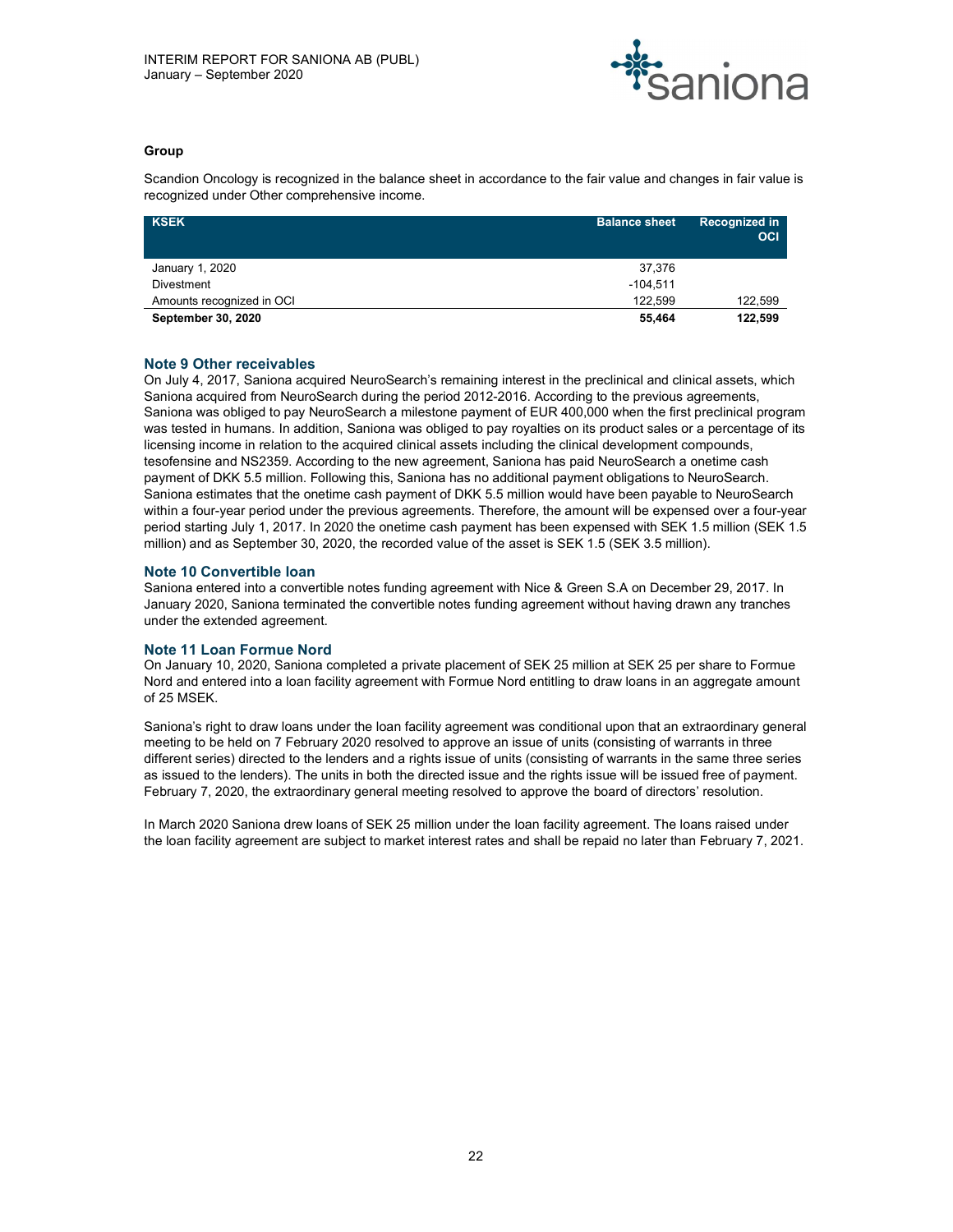**Group**

Scandion Oncology is recognized in the balance sheet in accordance to the fair value and changes in fair value is recognized under Other comprehensive income.

| KSEK | Balance sheet | Recognized in OCI |
|---|---|---|
| January 1, 2020 | 37,376 | |
| Divestment | -104,511 | |
| Amounts recognized in OCI | 122,599 | 122,599 |
| **September 30, 2020** | **55,464** | **122,599** |

## Note 9 Other receivables

On July 4, 2017, Saniona acquired NeuroSearch's remaining interest in the preclinical and clinical assets, which Saniona acquired from NeuroSearch during the period 2012-2016. According to the previous agreements, Saniona was obliged to pay NeuroSearch a milestone payment of EUR 400,000 when the first preclinical program was tested in humans. In addition, Saniona was obliged to pay royalties on its product sales or a percentage of its licensing income in relation to the acquired clinical assets including the clinical development compounds, tesofensine and NS2359. According to the new agreement, Saniona has paid NeuroSearch a onetime cash payment of DKK 5.5 million. Following this, Saniona has no additional payment obligations to NeuroSearch. Saniona estimates that the onetime cash payment of DKK 5.5 million would have been payable to NeuroSearch within a four-year period under the previous agreements. Therefore, the amount will be expensed over a four-year period starting July 1, 2017. In 2020 the onetime cash payment has been expensed with SEK 1.5 million (SEK 1.5 million) and as September 30, 2020, the recorded value of the asset is SEK 1.5 (SEK 3.5 million).

## Note 10 Convertible loan

Saniona entered into a convertible notes funding agreement with Nice & Green S.A on December 29, 2017. In January 2020, Saniona terminated the convertible notes funding agreement without having drawn any tranches under the extended agreement.

## Note 11 Loan Formue Nord

On January 10, 2020, Saniona completed a private placement of SEK 25 million at SEK 25 per share to Formue Nord and entered into a loan facility agreement with Formue Nord entitling to draw loans in an aggregate amount of 25 MSEK.

Saniona's right to draw loans under the loan facility agreement was conditional upon that an extraordinary general meeting to be held on 7 February 2020 resolved to approve an issue of units (consisting of warrants in three different series) directed to the lenders and a rights issue of units (consisting of warrants in the same three series as issued to the lenders). The units in both the directed issue and the rights issue will be issued free of payment. February 7, 2020, the extraordinary general meeting resolved to approve the board of directors' resolution.

In March 2020 Saniona drew loans of SEK 25 million under the loan facility agreement. The loans raised under the loan facility agreement are subject to market interest rates and shall be repaid no later than February 7, 2021.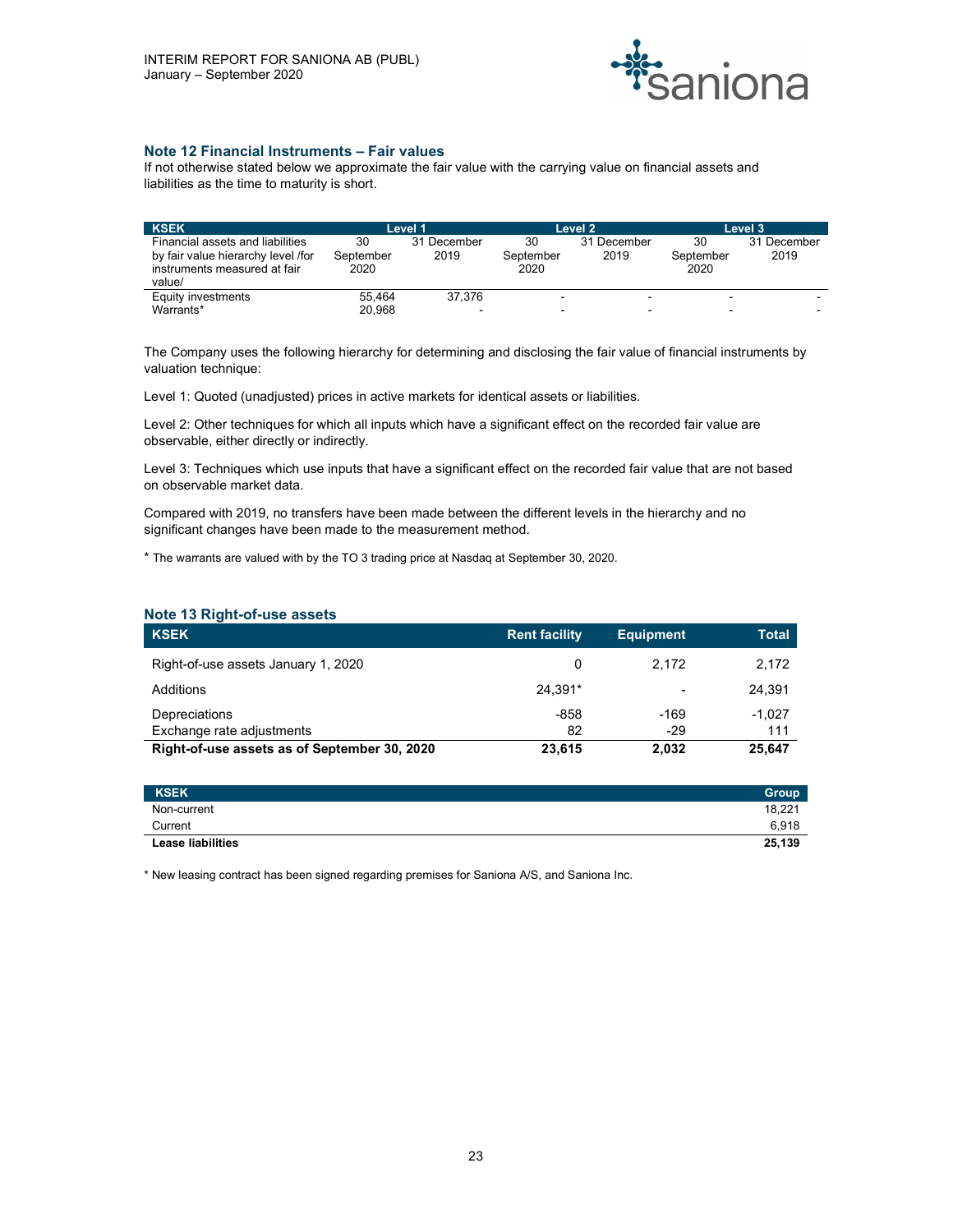## Note 12 Financial Instruments – Fair values

If not otherwise stated below we approximate the fair value with the carrying value on financial assets and liabilities as the time to maturity is short.

| KSEK | Level 1 | | Level 2 | | Level 3 | |
|---|---|---|---|---|---|---|
| Financial assets and liabilities by fair value hierarchy level /for instruments measured at fair value/ | 30 September 2020 | 31 December 2019 | 30 September 2020 | 31 December 2019 | 30 September 2020 | 31 December 2019 |
| Equity investments | 55,464 | 37,376 | - | - | - | - |
| Warrants* | 20,968 | - | - | - | - | - |

The Company uses the following hierarchy for determining and disclosing the fair value of financial instruments by valuation technique:

Level 1: Quoted (unadjusted) prices in active markets for identical assets or liabilities.

Level 2: Other techniques for which all inputs which have a significant effect on the recorded fair value are observable, either directly or indirectly.

Level 3: Techniques which use inputs that have a significant effect on the recorded fair value that are not based on observable market data.

Compared with 2019, no transfers have been made between the different levels in the hierarchy and no significant changes have been made to the measurement method.

\* The warrants are valued with by the TO 3 trading price at Nasdaq at September 30, 2020.

## Note 13 Right-of-use assets

| KSEK | Rent facility | Equipment | Total |
|---|---|---|---|
| Right-of-use assets January 1, 2020 | 0 | 2,172 | 2,172 |
| Additions | 24,391* | - | 24,391 |
| Depreciations | -858 | -169 | -1,027 |
| Exchange rate adjustments | 82 | -29 | 111 |
| **Right-of-use assets as of September 30, 2020** | **23,615** | **2,032** | **25,647** |

| KSEK | Group |
|---|---|
| Non-current | 18,221 |
| Current | 6,918 |
| **Lease liabilities** | **25,139** |

\* New leasing contract has been signed regarding premises for Saniona A/S, and Saniona Inc.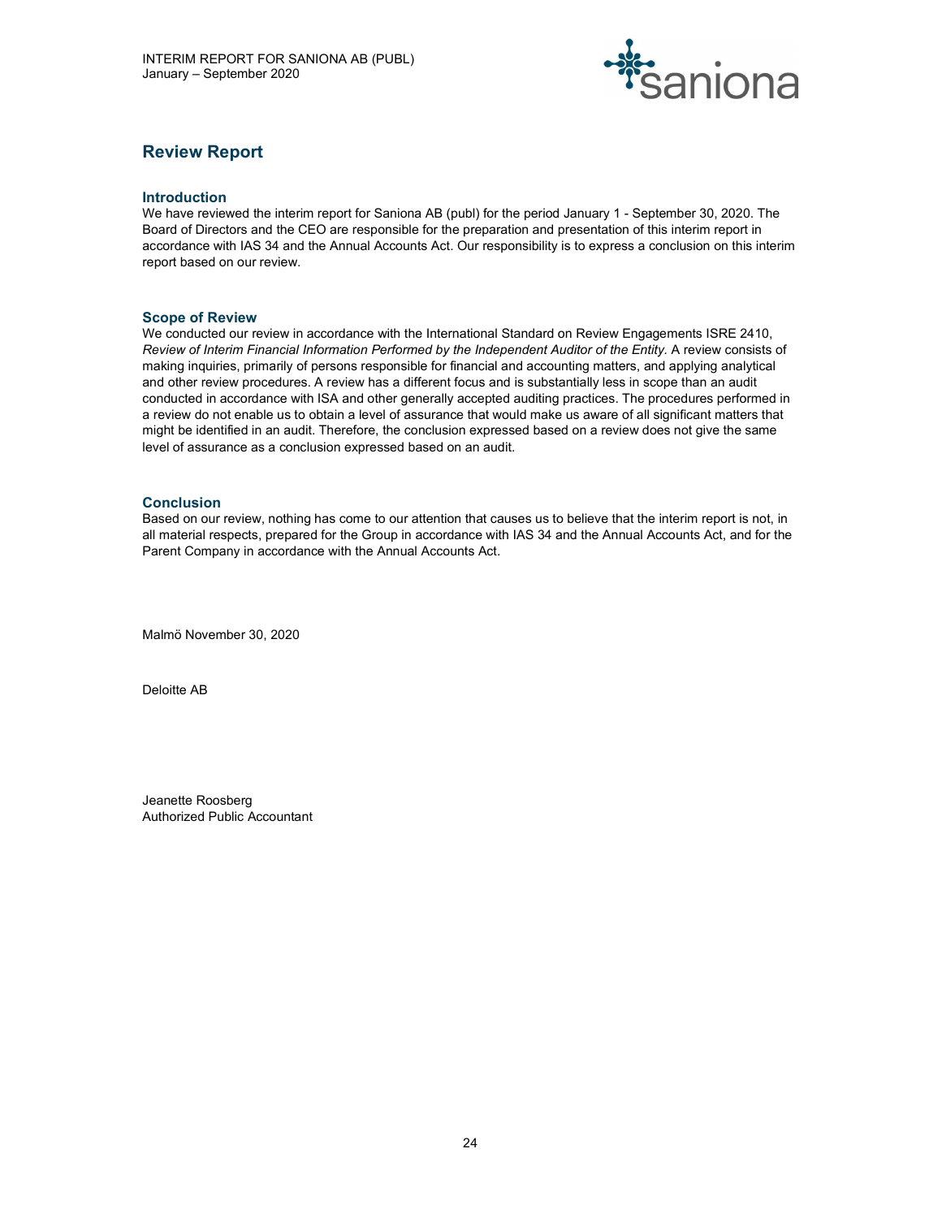## Review Report

### Introduction

We have reviewed the interim report for Saniona AB (publ) for the period January 1 - September 30, 2020. The Board of Directors and the CEO are responsible for the preparation and presentation of this interim report in accordance with IAS 34 and the Annual Accounts Act. Our responsibility is to express a conclusion on this interim report based on our review.

### Scope of Review

We conducted our review in accordance with the International Standard on Review Engagements ISRE 2410, *Review of Interim Financial Information Performed by the Independent Auditor of the Entity.* A review consists of making inquiries, primarily of persons responsible for financial and accounting matters, and applying analytical and other review procedures. A review has a different focus and is substantially less in scope than an audit conducted in accordance with ISA and other generally accepted auditing practices. The procedures performed in a review do not enable us to obtain a level of assurance that would make us aware of all significant matters that might be identified in an audit. Therefore, the conclusion expressed based on a review does not give the same level of assurance as a conclusion expressed based on an audit.

### Conclusion

Based on our review, nothing has come to our attention that causes us to believe that the interim report is not, in all material respects, prepared for the Group in accordance with IAS 34 and the Annual Accounts Act, and for the Parent Company in accordance with the Annual Accounts Act.

Malmö November 30, 2020

Deloitte AB

Jeanette Roosberg
Authorized Public Accountant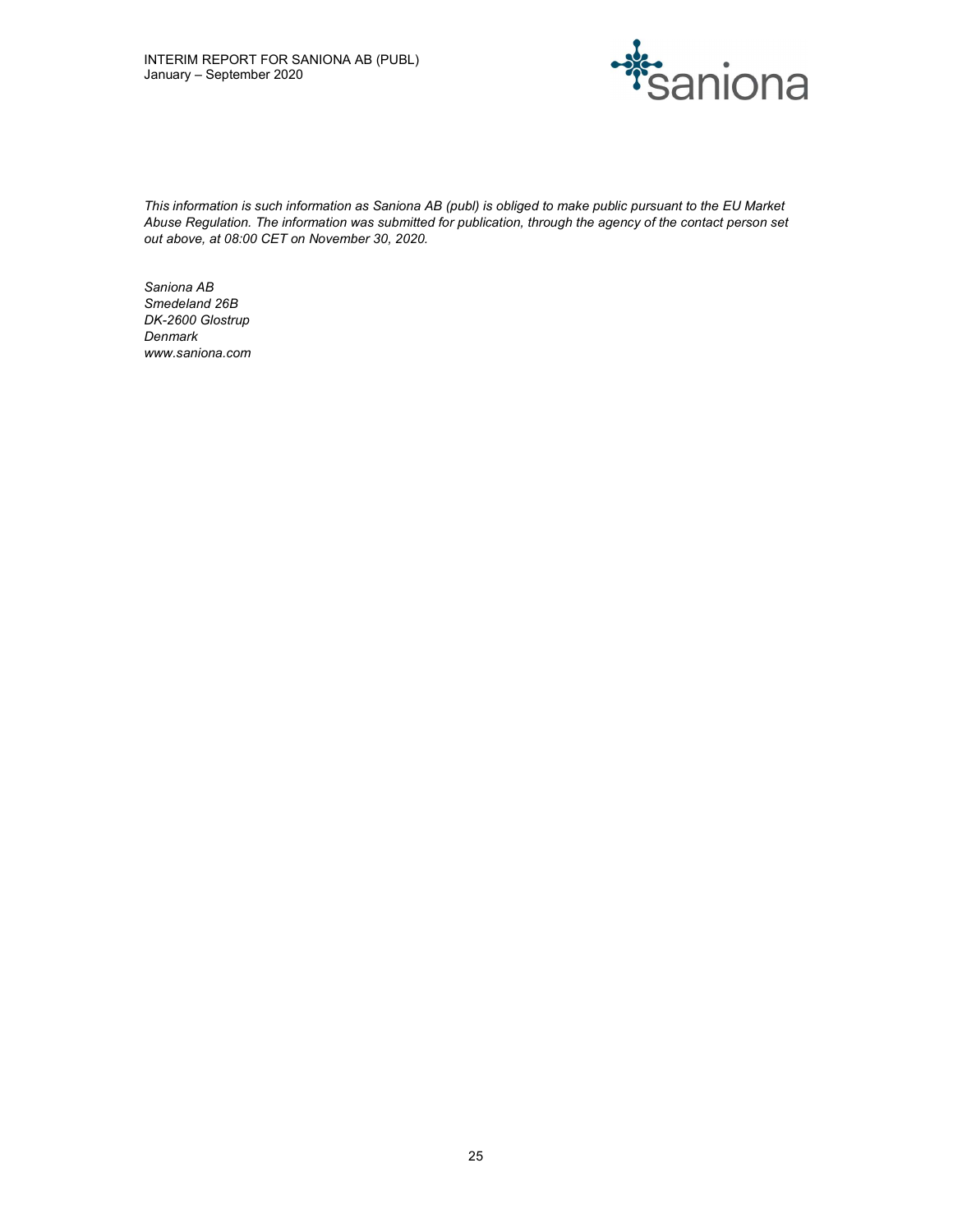*This information is such information as Saniona AB (publ) is obliged to make public pursuant to the EU Market Abuse Regulation. The information was submitted for publication, through the agency of the contact person set out above, at 08:00 CET on November 30, 2020.*

*Saniona AB*
*Smedeland 26B*
*DK-2600 Glostrup*
*Denmark*
*www.saniona.com*